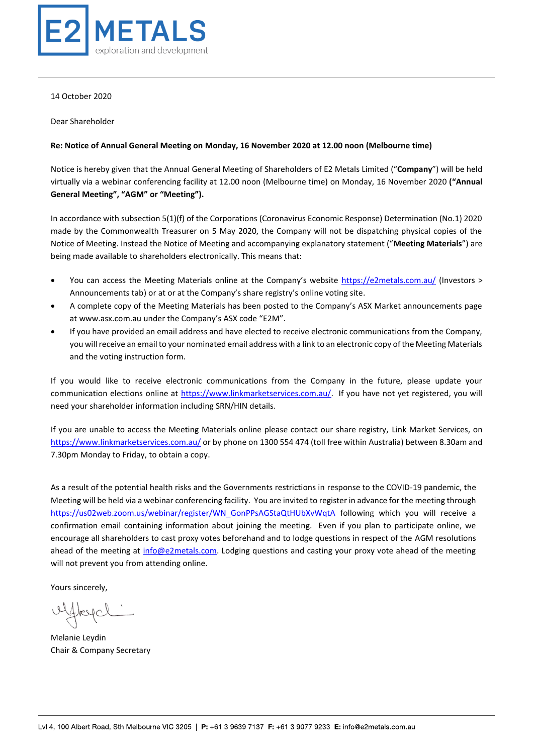# E2 METALS

exploration and development

14 October 2020

Dear Shareholder

**Re: Notice of Annual General Meeting on Monday, 16 November 2020 at 12.00 noon (Melbourne time)**

Notice is hereby given that the Annual General Meeting of Shareholders of E2 Metals Limited ("**Company**") will be held virtually via a webinar conferencing facility at 12.00 noon (Melbourne time) on Monday, 16 November 2020 **("Annual General Meeting", "AGM" or "Meeting").**

In accordance with subsection 5(1)(f) of the Corporations (Coronavirus Economic Response) Determination (No.1) 2020 made by the Commonwealth Treasurer on 5 May 2020, the Company will not be dispatching physical copies of the Notice of Meeting. Instead the Notice of Meeting and accompanying explanatory statement ("**Meeting Materials**") are being made available to shareholders electronically. This means that:

- You can access the Meeting Materials online at the Company's website https://e2metals.com.au/ (Investors > Announcements tab) or at or at the Company's share registry's online voting site.
- A complete copy of the Meeting Materials has been posted to the Company's ASX Market announcements page at www.asx.com.au under the Company's ASX code "E2M".
- If you have provided an email address and have elected to receive electronic communications from the Company, you will receive an email to your nominated email address with a link to an electronic copy of the Meeting Materials and the voting instruction form.

If you would like to receive electronic communications from the Company in the future, please update your communication elections online at https://www.linkmarketservices.com.au/. If you have not yet registered, you will need your shareholder information including SRN/HIN details.

If you are unable to access the Meeting Materials online please contact our share registry, Link Market Services, on https://www.linkmarketservices.com.au/ or by phone on 1300 554 474 (toll free within Australia) between 8.30am and 7.30pm Monday to Friday, to obtain a copy.

As a result of the potential health risks and the Governments restrictions in response to the COVID-19 pandemic, the Meeting will be held via a webinar conferencing facility. You are invited to register in advance for the meeting through https://us02web.zoom.us/webinar/register/WN_GonPPsAGStaQtHUbXvWqtA following which you will receive a confirmation email containing information about joining the meeting. Even if you plan to participate online, we encourage all shareholders to cast proxy votes beforehand and to lodge questions in respect of the AGM resolutions ahead of the meeting at info@e2metals.com. Lodging questions and casting your proxy vote ahead of the meeting will not prevent you from attending online.

Yours sincerely,

Melanie Leydin
Chair & Company Secretary

Lvl 4, 100 Albert Road, Sth Melbourne VIC 3205 | **P:** +61 3 9639 7137 **F:** +61 3 9077 9233 **E:** info@e2metals.com.au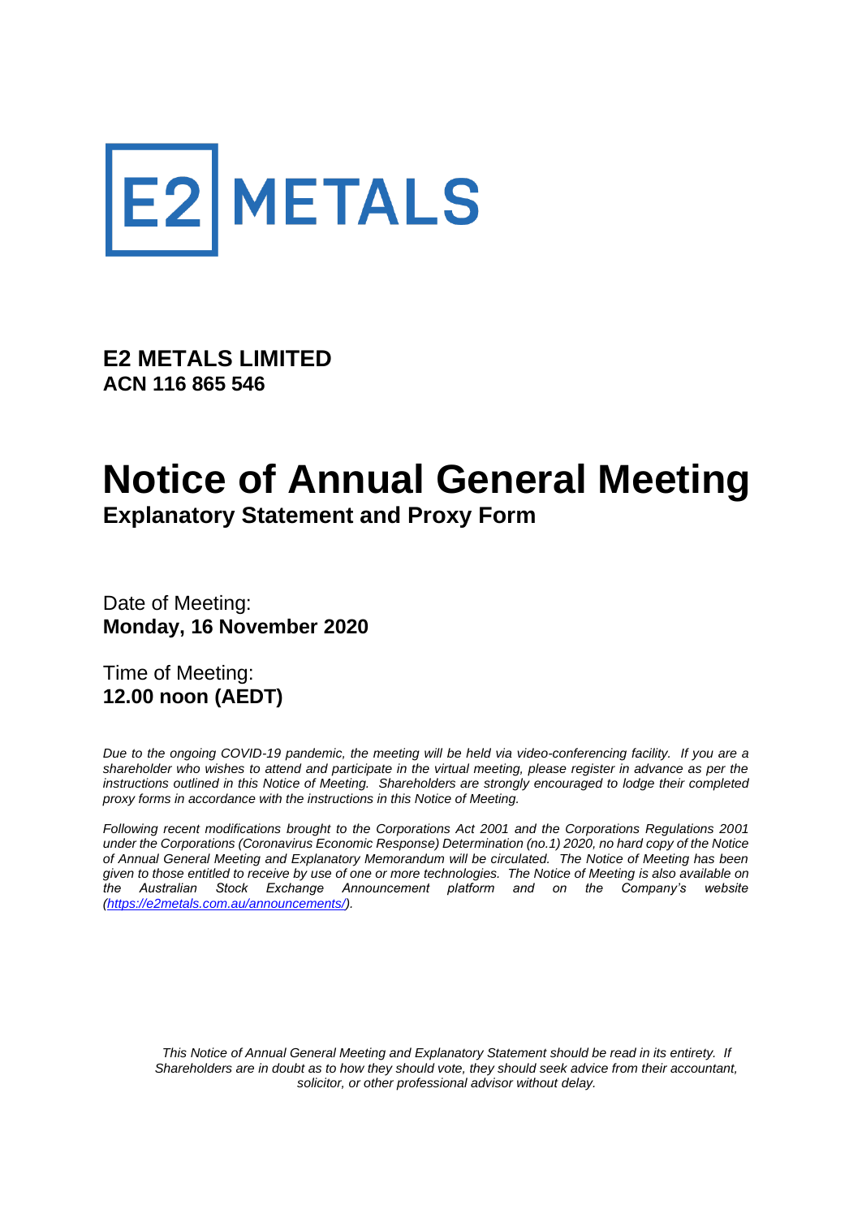# E2 METALS

**E2 METALS LIMITED**
**ACN 116 865 546**

# Notice of Annual General Meeting

## Explanatory Statement and Proxy Form

Date of Meeting:
**Monday, 16 November 2020**

Time of Meeting:
**12.00 noon (AEDT)**

*Due to the ongoing COVID-19 pandemic, the meeting will be held via video-conferencing facility. If you are a shareholder who wishes to attend and participate in the virtual meeting, please register in advance as per the instructions outlined in this Notice of Meeting. Shareholders are strongly encouraged to lodge their completed proxy forms in accordance with the instructions in this Notice of Meeting.*

*Following recent modifications brought to the Corporations Act 2001 and the Corporations Regulations 2001 under the Corporations (Coronavirus Economic Response) Determination (no.1) 2020, no hard copy of the Notice of Annual General Meeting and Explanatory Memorandum will be circulated. The Notice of Meeting has been given to those entitled to receive by use of one or more technologies. The Notice of Meeting is also available on the Australian Stock Exchange Announcement platform and on the Company's website (https://e2metals.com.au/announcements/).*

*This Notice of Annual General Meeting and Explanatory Statement should be read in its entirety. If Shareholders are in doubt as to how they should vote, they should seek advice from their accountant, solicitor, or other professional advisor without delay.*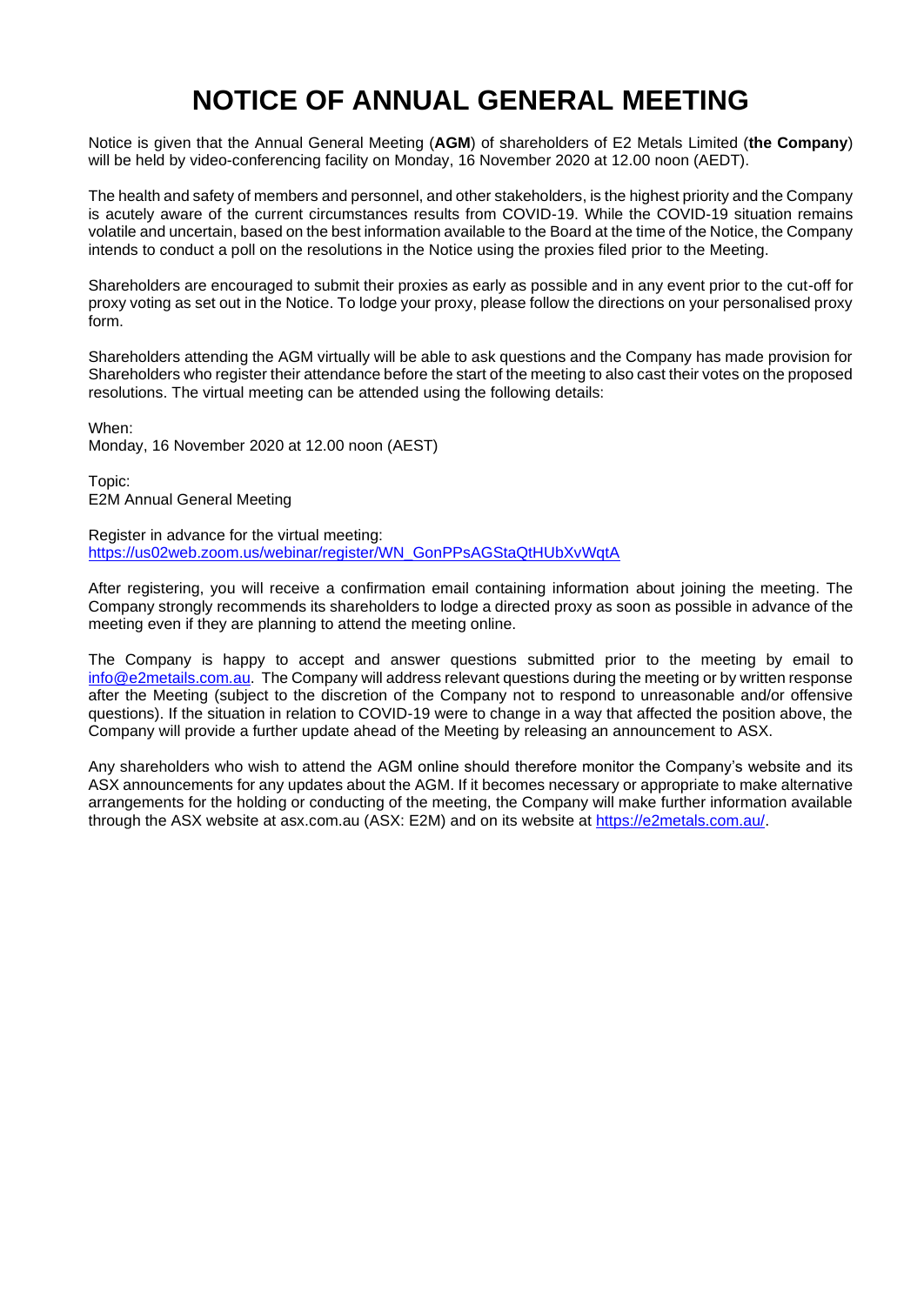# NOTICE OF ANNUAL GENERAL MEETING

Notice is given that the Annual General Meeting (**AGM**) of shareholders of E2 Metals Limited (**the Company**) will be held by video-conferencing facility on Monday, 16 November 2020 at 12.00 noon (AEDT).

The health and safety of members and personnel, and other stakeholders, is the highest priority and the Company is acutely aware of the current circumstances results from COVID-19. While the COVID-19 situation remains volatile and uncertain, based on the best information available to the Board at the time of the Notice, the Company intends to conduct a poll on the resolutions in the Notice using the proxies filed prior to the Meeting.

Shareholders are encouraged to submit their proxies as early as possible and in any event prior to the cut-off for proxy voting as set out in the Notice. To lodge your proxy, please follow the directions on your personalised proxy form.

Shareholders attending the AGM virtually will be able to ask questions and the Company has made provision for Shareholders who register their attendance before the start of the meeting to also cast their votes on the proposed resolutions. The virtual meeting can be attended using the following details:

When:
Monday, 16 November 2020 at 12.00 noon (AEST)

Topic:
E2M Annual General Meeting

Register in advance for the virtual meeting:
https://us02web.zoom.us/webinar/register/WN_GonPPsAGStaQtHUbXvWqtA

After registering, you will receive a confirmation email containing information about joining the meeting. The Company strongly recommends its shareholders to lodge a directed proxy as soon as possible in advance of the meeting even if they are planning to attend the meeting online.

The Company is happy to accept and answer questions submitted prior to the meeting by email to info@e2metails.com.au. The Company will address relevant questions during the meeting or by written response after the Meeting (subject to the discretion of the Company not to respond to unreasonable and/or offensive questions). If the situation in relation to COVID-19 were to change in a way that affected the position above, the Company will provide a further update ahead of the Meeting by releasing an announcement to ASX.

Any shareholders who wish to attend the AGM online should therefore monitor the Company's website and its ASX announcements for any updates about the AGM. If it becomes necessary or appropriate to make alternative arrangements for the holding or conducting of the meeting, the Company will make further information available through the ASX website at asx.com.au (ASX: E2M) and on its website at https://e2metals.com.au/.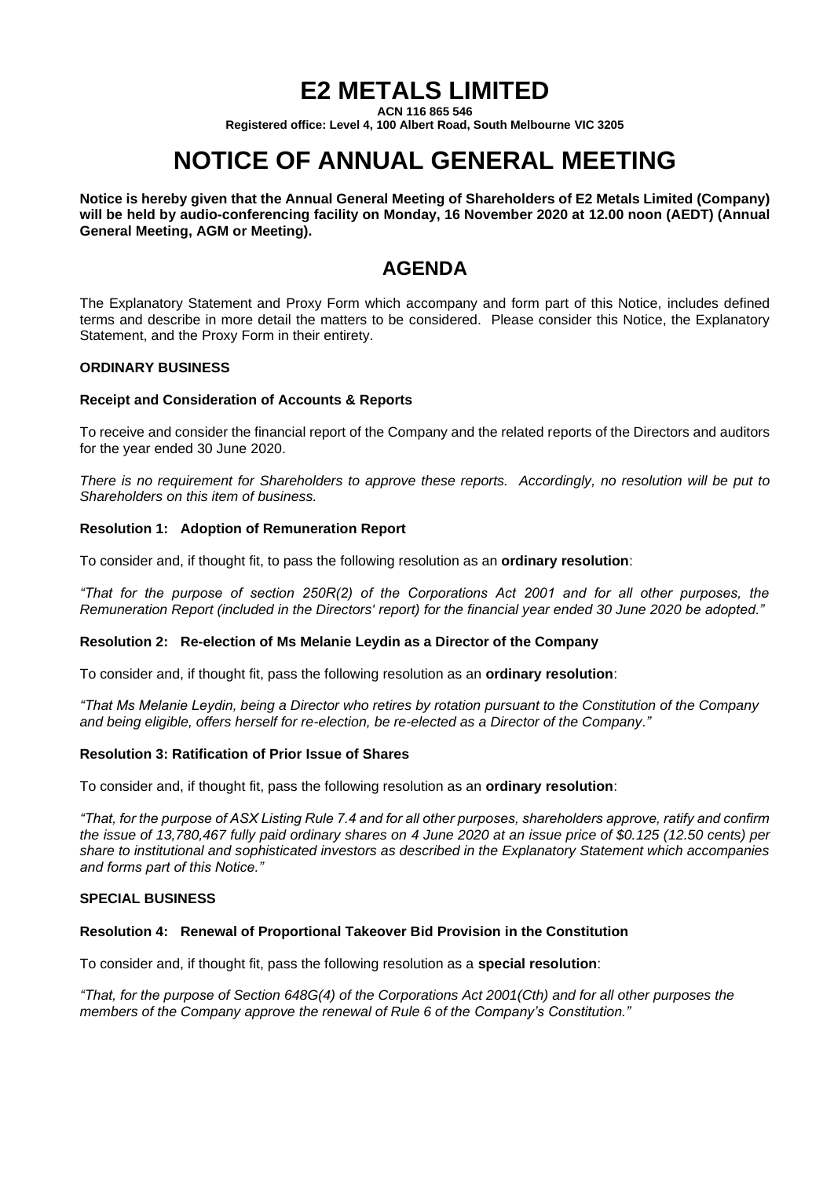# E2 METALS LIMITED

**ACN 116 865 546**

**Registered office: Level 4, 100 Albert Road, South Melbourne VIC 3205**

# NOTICE OF ANNUAL GENERAL MEETING

**Notice is hereby given that the Annual General Meeting of Shareholders of E2 Metals Limited (Company) will be held by audio-conferencing facility on Monday, 16 November 2020 at 12.00 noon (AEDT) (Annual General Meeting, AGM or Meeting).**

## AGENDA

The Explanatory Statement and Proxy Form which accompany and form part of this Notice, includes defined terms and describe in more detail the matters to be considered. Please consider this Notice, the Explanatory Statement, and the Proxy Form in their entirety.

### ORDINARY BUSINESS

**Receipt and Consideration of Accounts & Reports**

To receive and consider the financial report of the Company and the related reports of the Directors and auditors for the year ended 30 June 2020.

*There is no requirement for Shareholders to approve these reports. Accordingly, no resolution will be put to Shareholders on this item of business.*

**Resolution 1: Adoption of Remuneration Report**

To consider and, if thought fit, to pass the following resolution as an **ordinary resolution**:

*"That for the purpose of section 250R(2) of the Corporations Act 2001 and for all other purposes, the Remuneration Report (included in the Directors' report) for the financial year ended 30 June 2020 be adopted."*

**Resolution 2: Re-election of Ms Melanie Leydin as a Director of the Company**

To consider and, if thought fit, pass the following resolution as an **ordinary resolution**:

*"That Ms Melanie Leydin, being a Director who retires by rotation pursuant to the Constitution of the Company and being eligible, offers herself for re-election, be re-elected as a Director of the Company."*

**Resolution 3: Ratification of Prior Issue of Shares**

To consider and, if thought fit, pass the following resolution as an **ordinary resolution**:

*"That, for the purpose of ASX Listing Rule 7.4 and for all other purposes, shareholders approve, ratify and confirm the issue of 13,780,467 fully paid ordinary shares on 4 June 2020 at an issue price of $0.125 (12.50 cents) per share to institutional and sophisticated investors as described in the Explanatory Statement which accompanies and forms part of this Notice."*

### SPECIAL BUSINESS

**Resolution 4: Renewal of Proportional Takeover Bid Provision in the Constitution**

To consider and, if thought fit, pass the following resolution as a **special resolution**:

*"That, for the purpose of Section 648G(4) of the Corporations Act 2001(Cth) and for all other purposes the members of the Company approve the renewal of Rule 6 of the Company's Constitution."*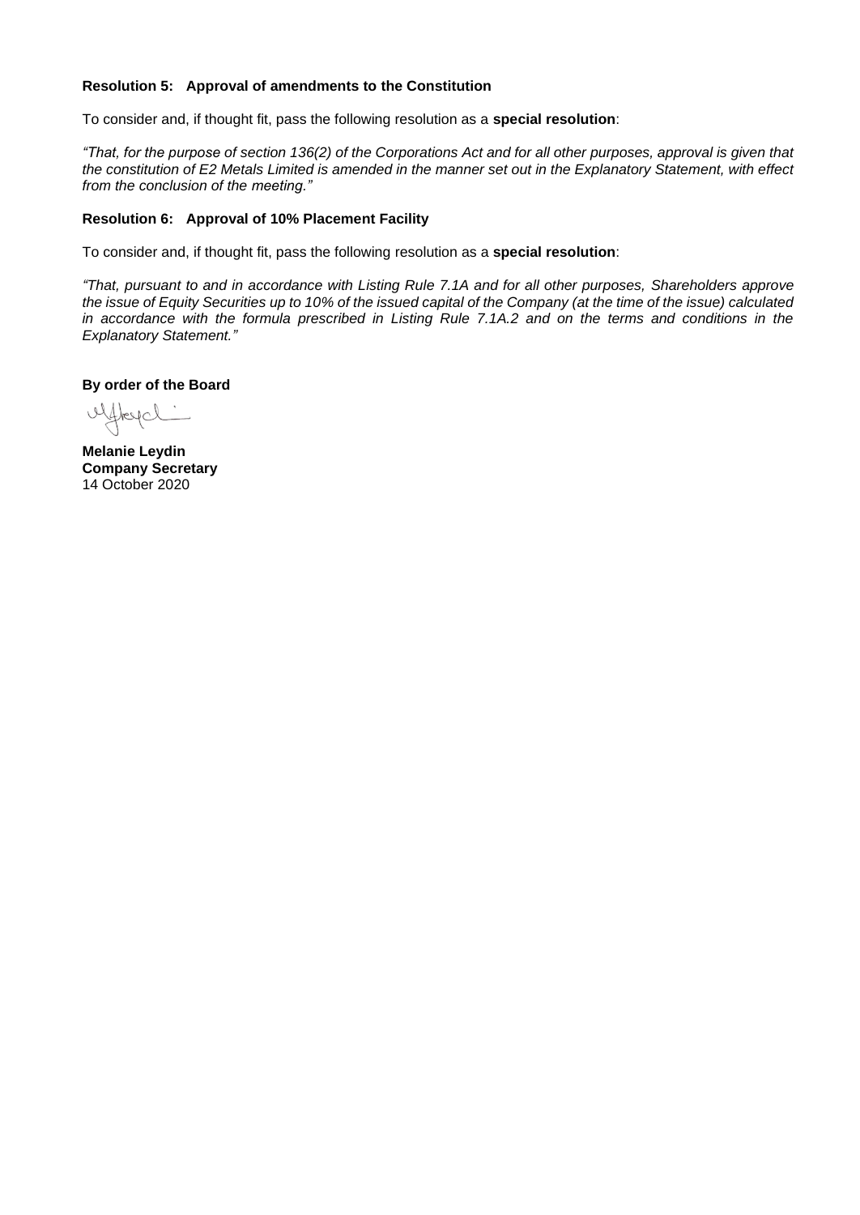**Resolution 5: Approval of amendments to the Constitution**

To consider and, if thought fit, pass the following resolution as a **special resolution**:

*"That, for the purpose of section 136(2) of the Corporations Act and for all other purposes, approval is given that the constitution of E2 Metals Limited is amended in the manner set out in the Explanatory Statement, with effect from the conclusion of the meeting."*

**Resolution 6: Approval of 10% Placement Facility**

To consider and, if thought fit, pass the following resolution as a **special resolution**:

*"That, pursuant to and in accordance with Listing Rule 7.1A and for all other purposes, Shareholders approve the issue of Equity Securities up to 10% of the issued capital of the Company (at the time of the issue) calculated in accordance with the formula prescribed in Listing Rule 7.1A.2 and on the terms and conditions in the Explanatory Statement."*

**By order of the Board**

**Melanie Leydin**
**Company Secretary**
14 October 2020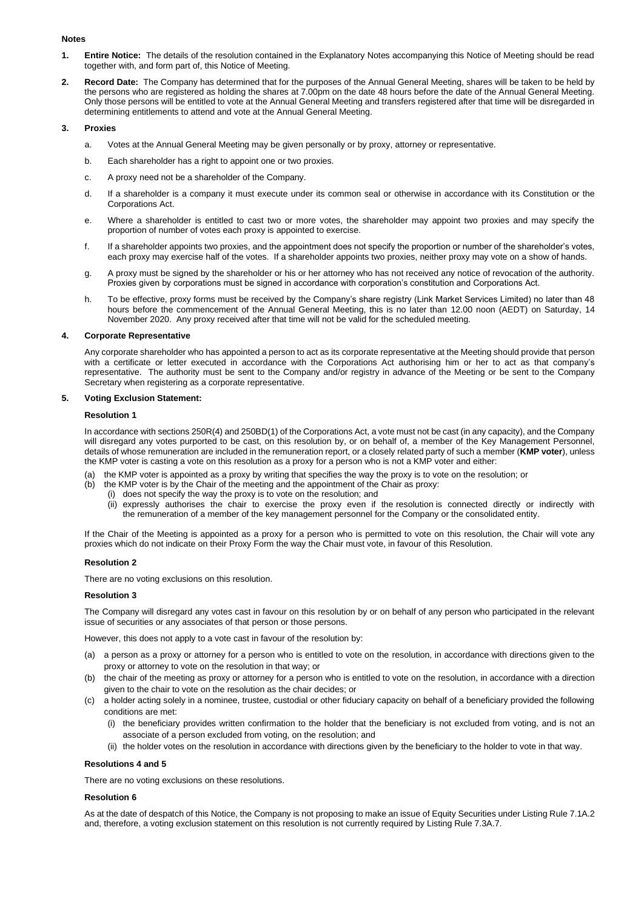**Notes**

1. **Entire Notice:** The details of the resolution contained in the Explanatory Notes accompanying this Notice of Meeting should be read together with, and form part of, this Notice of Meeting.

2. **Record Date:** The Company has determined that for the purposes of the Annual General Meeting, shares will be taken to be held by the persons who are registered as holding the shares at 7.00pm on the date 48 hours before the date of the Annual General Meeting. Only those persons will be entitled to vote at the Annual General Meeting and transfers registered after that time will be disregarded in determining entitlements to attend and vote at the Annual General Meeting.

3. **Proxies**

   a. Votes at the Annual General Meeting may be given personally or by proxy, attorney or representative.

   b. Each shareholder has a right to appoint one or two proxies.

   c. A proxy need not be a shareholder of the Company.

   d. If a shareholder is a company it must execute under its common seal or otherwise in accordance with its Constitution or the Corporations Act.

   e. Where a shareholder is entitled to cast two or more votes, the shareholder may appoint two proxies and may specify the proportion of number of votes each proxy is appointed to exercise.

   f. If a shareholder appoints two proxies, and the appointment does not specify the proportion or number of the shareholder's votes, each proxy may exercise half of the votes. If a shareholder appoints two proxies, neither proxy may vote on a show of hands.

   g. A proxy must be signed by the shareholder or his or her attorney who has not received any notice of revocation of the authority. Proxies given by corporations must be signed in accordance with corporation's constitution and Corporations Act.

   h. To be effective, proxy forms must be received by the Company's share registry (Link Market Services Limited) no later than 48 hours before the commencement of the Annual General Meeting, this is no later than 12.00 noon (AEDT) on Saturday, 14 November 2020. Any proxy received after that time will not be valid for the scheduled meeting.

4. **Corporate Representative**

   Any corporate shareholder who has appointed a person to act as its corporate representative at the Meeting should provide that person with a certificate or letter executed in accordance with the Corporations Act authorising him or her to act as that company's representative. The authority must be sent to the Company and/or registry in advance of the Meeting or be sent to the Company Secretary when registering as a corporate representative.

5. **Voting Exclusion Statement:**

   **Resolution 1**

   In accordance with sections 250R(4) and 250BD(1) of the Corporations Act, a vote must not be cast (in any capacity), and the Company will disregard any votes purported to be cast, on this resolution by, or on behalf of, a member of the Key Management Personnel, details of whose remuneration are included in the remuneration report, or a closely related party of such a member (**KMP voter**), unless the KMP voter is casting a vote on this resolution as a proxy for a person who is not a KMP voter and either:

   (a) the KMP voter is appointed as a proxy by writing that specifies the way the proxy is to vote on the resolution; or
   (b) the KMP voter is by the Chair of the meeting and the appointment of the Chair as proxy:
      (i) does not specify the way the proxy is to vote on the resolution; and
      (ii) expressly authorises the chair to exercise the proxy even if the resolution is connected directly or indirectly with the remuneration of a member of the key management personnel for the Company or the consolidated entity.

   If the Chair of the Meeting is appointed as a proxy for a person who is permitted to vote on this resolution, the Chair will vote any proxies which do not indicate on their Proxy Form the way the Chair must vote, in favour of this Resolution.

   **Resolution 2**

   There are no voting exclusions on this resolution.

   **Resolution 3**

   The Company will disregard any votes cast in favour on this resolution by or on behalf of any person who participated in the relevant issue of securities or any associates of that person or those persons.

   However, this does not apply to a vote cast in favour of the resolution by:

   (a) a person as a proxy or attorney for a person who is entitled to vote on the resolution, in accordance with directions given to the proxy or attorney to vote on the resolution in that way; or
   (b) the chair of the meeting as proxy or attorney for a person who is entitled to vote on the resolution, in accordance with a direction given to the chair to vote on the resolution as the chair decides; or
   (c) a holder acting solely in a nominee, trustee, custodial or other fiduciary capacity on behalf of a beneficiary provided the following conditions are met:
      (i) the beneficiary provides written confirmation to the holder that the beneficiary is not excluded from voting, and is not an associate of a person excluded from voting, on the resolution; and
      (ii) the holder votes on the resolution in accordance with directions given by the beneficiary to the holder to vote in that way.

   **Resolutions 4 and 5**

   There are no voting exclusions on these resolutions.

   **Resolution 6**

   As at the date of despatch of this Notice, the Company is not proposing to make an issue of Equity Securities under Listing Rule 7.1A.2 and, therefore, a voting exclusion statement on this resolution is not currently required by Listing Rule 7.3A.7.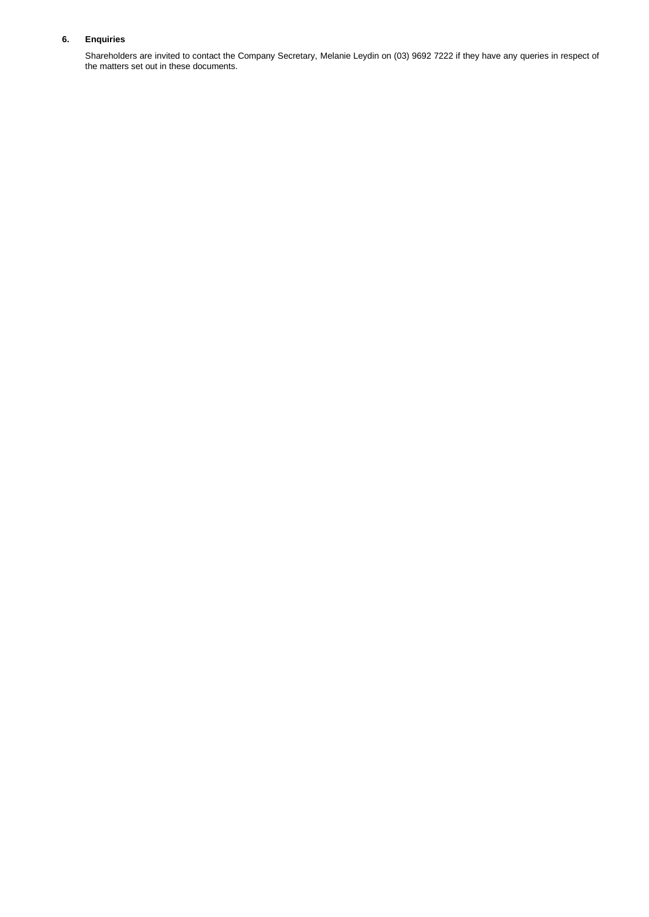## 6. Enquiries

Shareholders are invited to contact the Company Secretary, Melanie Leydin on (03) 9692 7222 if they have any queries in respect of the matters set out in these documents.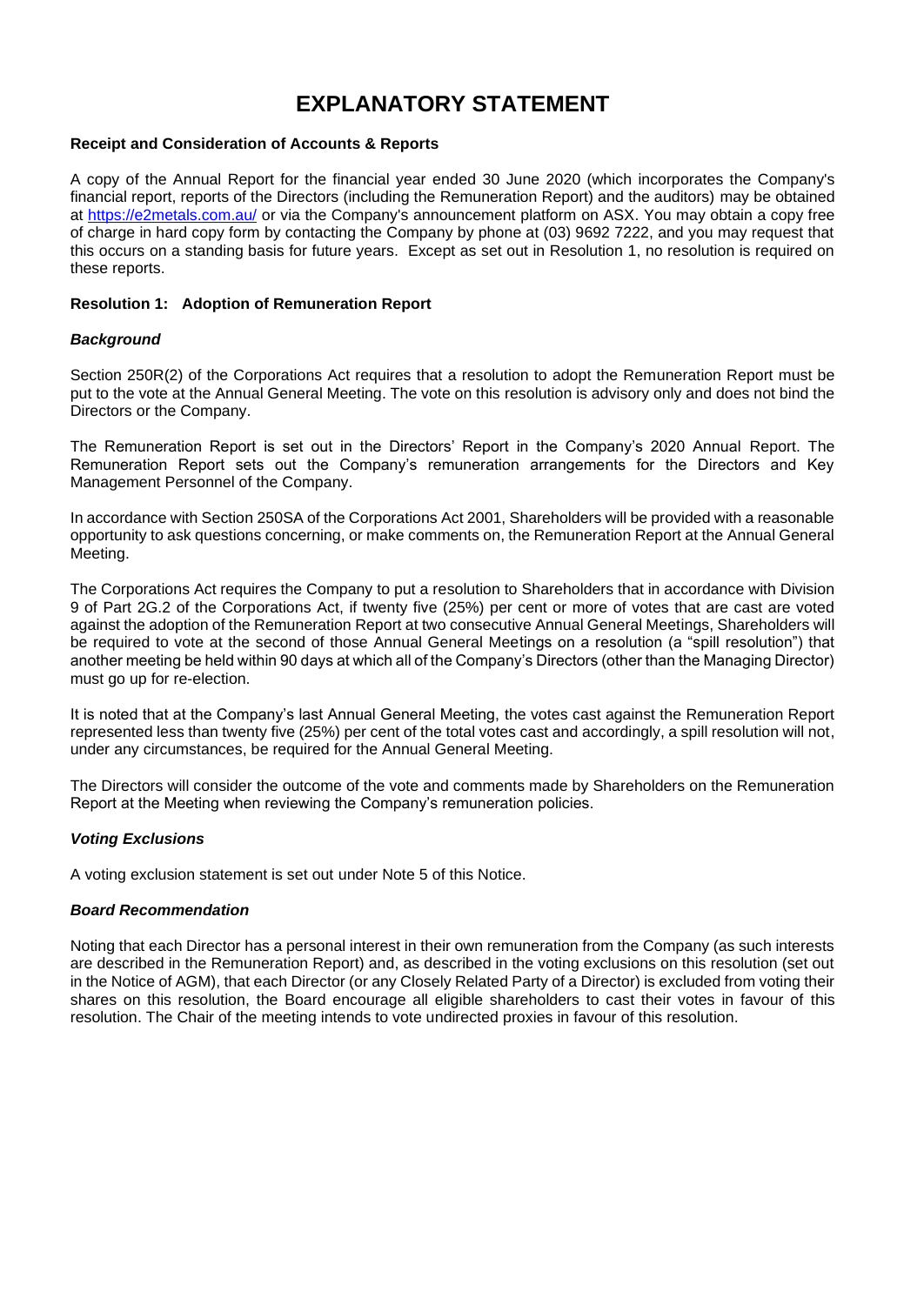# EXPLANATORY STATEMENT

**Receipt and Consideration of Accounts & Reports**

A copy of the Annual Report for the financial year ended 30 June 2020 (which incorporates the Company's financial report, reports of the Directors (including the Remuneration Report) and the auditors) may be obtained at https://e2metals.com.au/ or via the Company's announcement platform on ASX. You may obtain a copy free of charge in hard copy form by contacting the Company by phone at (03) 9692 7222, and you may request that this occurs on a standing basis for future years. Except as set out in Resolution 1, no resolution is required on these reports.

**Resolution 1: Adoption of Remuneration Report**

***Background***

Section 250R(2) of the Corporations Act requires that a resolution to adopt the Remuneration Report must be put to the vote at the Annual General Meeting. The vote on this resolution is advisory only and does not bind the Directors or the Company.

The Remuneration Report is set out in the Directors' Report in the Company's 2020 Annual Report. The Remuneration Report sets out the Company's remuneration arrangements for the Directors and Key Management Personnel of the Company.

In accordance with Section 250SA of the Corporations Act 2001, Shareholders will be provided with a reasonable opportunity to ask questions concerning, or make comments on, the Remuneration Report at the Annual General Meeting.

The Corporations Act requires the Company to put a resolution to Shareholders that in accordance with Division 9 of Part 2G.2 of the Corporations Act, if twenty five (25%) per cent or more of votes that are cast are voted against the adoption of the Remuneration Report at two consecutive Annual General Meetings, Shareholders will be required to vote at the second of those Annual General Meetings on a resolution (a "spill resolution") that another meeting be held within 90 days at which all of the Company's Directors (other than the Managing Director) must go up for re-election.

It is noted that at the Company's last Annual General Meeting, the votes cast against the Remuneration Report represented less than twenty five (25%) per cent of the total votes cast and accordingly, a spill resolution will not, under any circumstances, be required for the Annual General Meeting.

The Directors will consider the outcome of the vote and comments made by Shareholders on the Remuneration Report at the Meeting when reviewing the Company's remuneration policies.

***Voting Exclusions***

A voting exclusion statement is set out under Note 5 of this Notice.

***Board Recommendation***

Noting that each Director has a personal interest in their own remuneration from the Company (as such interests are described in the Remuneration Report) and, as described in the voting exclusions on this resolution (set out in the Notice of AGM), that each Director (or any Closely Related Party of a Director) is excluded from voting their shares on this resolution, the Board encourage all eligible shareholders to cast their votes in favour of this resolution. The Chair of the meeting intends to vote undirected proxies in favour of this resolution.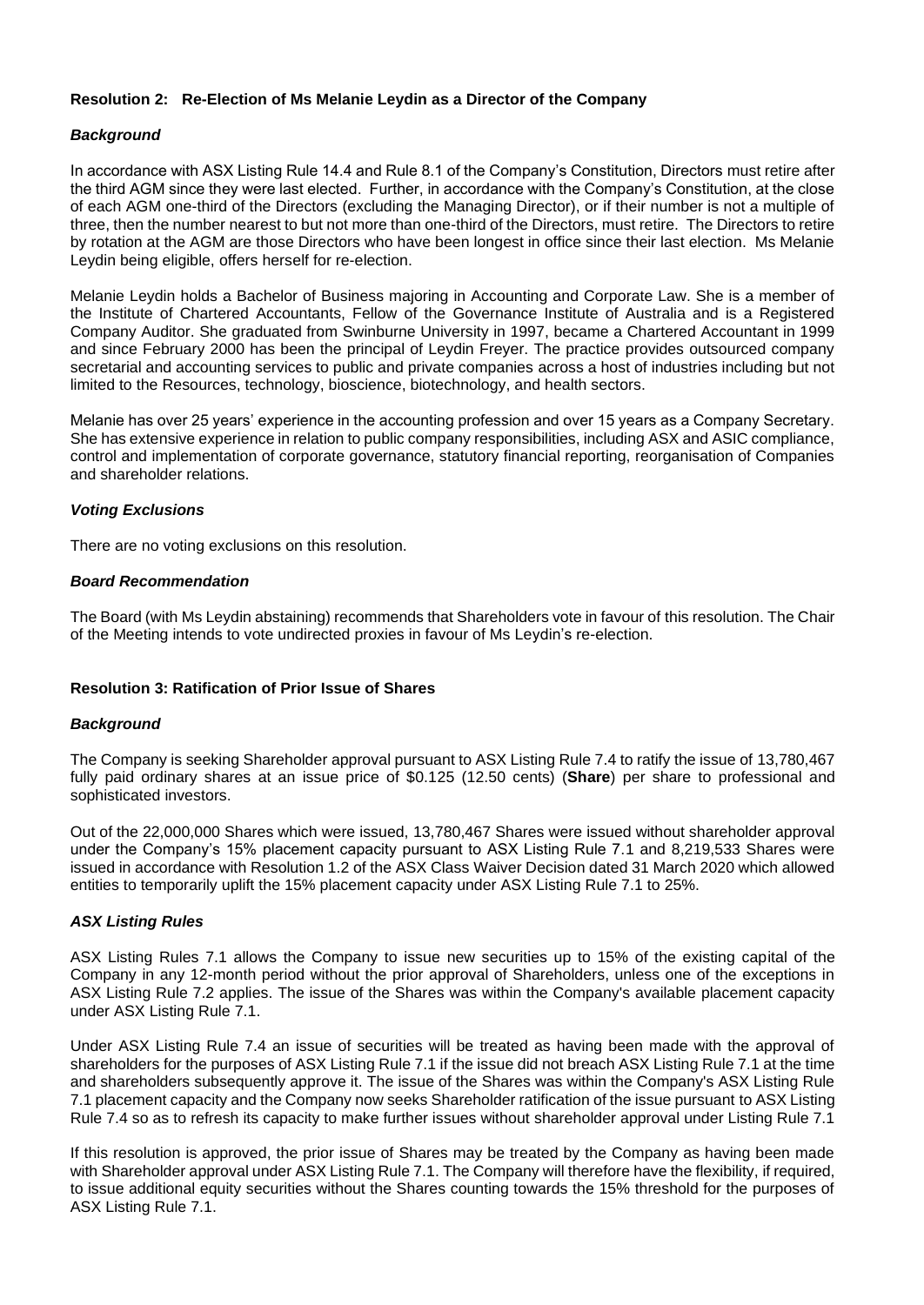### Resolution 2: Re-Election of Ms Melanie Leydin as a Director of the Company

#### *Background*

In accordance with ASX Listing Rule 14.4 and Rule 8.1 of the Company's Constitution, Directors must retire after the third AGM since they were last elected. Further, in accordance with the Company's Constitution, at the close of each AGM one-third of the Directors (excluding the Managing Director), or if their number is not a multiple of three, then the number nearest to but not more than one-third of the Directors, must retire. The Directors to retire by rotation at the AGM are those Directors who have been longest in office since their last election. Ms Melanie Leydin being eligible, offers herself for re-election.

Melanie Leydin holds a Bachelor of Business majoring in Accounting and Corporate Law. She is a member of the Institute of Chartered Accountants, Fellow of the Governance Institute of Australia and is a Registered Company Auditor. She graduated from Swinburne University in 1997, became a Chartered Accountant in 1999 and since February 2000 has been the principal of Leydin Freyer. The practice provides outsourced company secretarial and accounting services to public and private companies across a host of industries including but not limited to the Resources, technology, bioscience, biotechnology, and health sectors.

Melanie has over 25 years' experience in the accounting profession and over 15 years as a Company Secretary. She has extensive experience in relation to public company responsibilities, including ASX and ASIC compliance, control and implementation of corporate governance, statutory financial reporting, reorganisation of Companies and shareholder relations.

#### *Voting Exclusions*

There are no voting exclusions on this resolution.

#### *Board Recommendation*

The Board (with Ms Leydin abstaining) recommends that Shareholders vote in favour of this resolution. The Chair of the Meeting intends to vote undirected proxies in favour of Ms Leydin's re-election.

### Resolution 3: Ratification of Prior Issue of Shares

#### *Background*

The Company is seeking Shareholder approval pursuant to ASX Listing Rule 7.4 to ratify the issue of 13,780,467 fully paid ordinary shares at an issue price of $0.125 (12.50 cents) (**Share**) per share to professional and sophisticated investors.

Out of the 22,000,000 Shares which were issued, 13,780,467 Shares were issued without shareholder approval under the Company's 15% placement capacity pursuant to ASX Listing Rule 7.1 and 8,219,533 Shares were issued in accordance with Resolution 1.2 of the ASX Class Waiver Decision dated 31 March 2020 which allowed entities to temporarily uplift the 15% placement capacity under ASX Listing Rule 7.1 to 25%.

#### *ASX Listing Rules*

ASX Listing Rules 7.1 allows the Company to issue new securities up to 15% of the existing capital of the Company in any 12-month period without the prior approval of Shareholders, unless one of the exceptions in ASX Listing Rule 7.2 applies. The issue of the Shares was within the Company's available placement capacity under ASX Listing Rule 7.1.

Under ASX Listing Rule 7.4 an issue of securities will be treated as having been made with the approval of shareholders for the purposes of ASX Listing Rule 7.1 if the issue did not breach ASX Listing Rule 7.1 at the time and shareholders subsequently approve it. The issue of the Shares was within the Company's ASX Listing Rule 7.1 placement capacity and the Company now seeks Shareholder ratification of the issue pursuant to ASX Listing Rule 7.4 so as to refresh its capacity to make further issues without shareholder approval under Listing Rule 7.1

If this resolution is approved, the prior issue of Shares may be treated by the Company as having been made with Shareholder approval under ASX Listing Rule 7.1. The Company will therefore have the flexibility, if required, to issue additional equity securities without the Shares counting towards the 15% threshold for the purposes of ASX Listing Rule 7.1.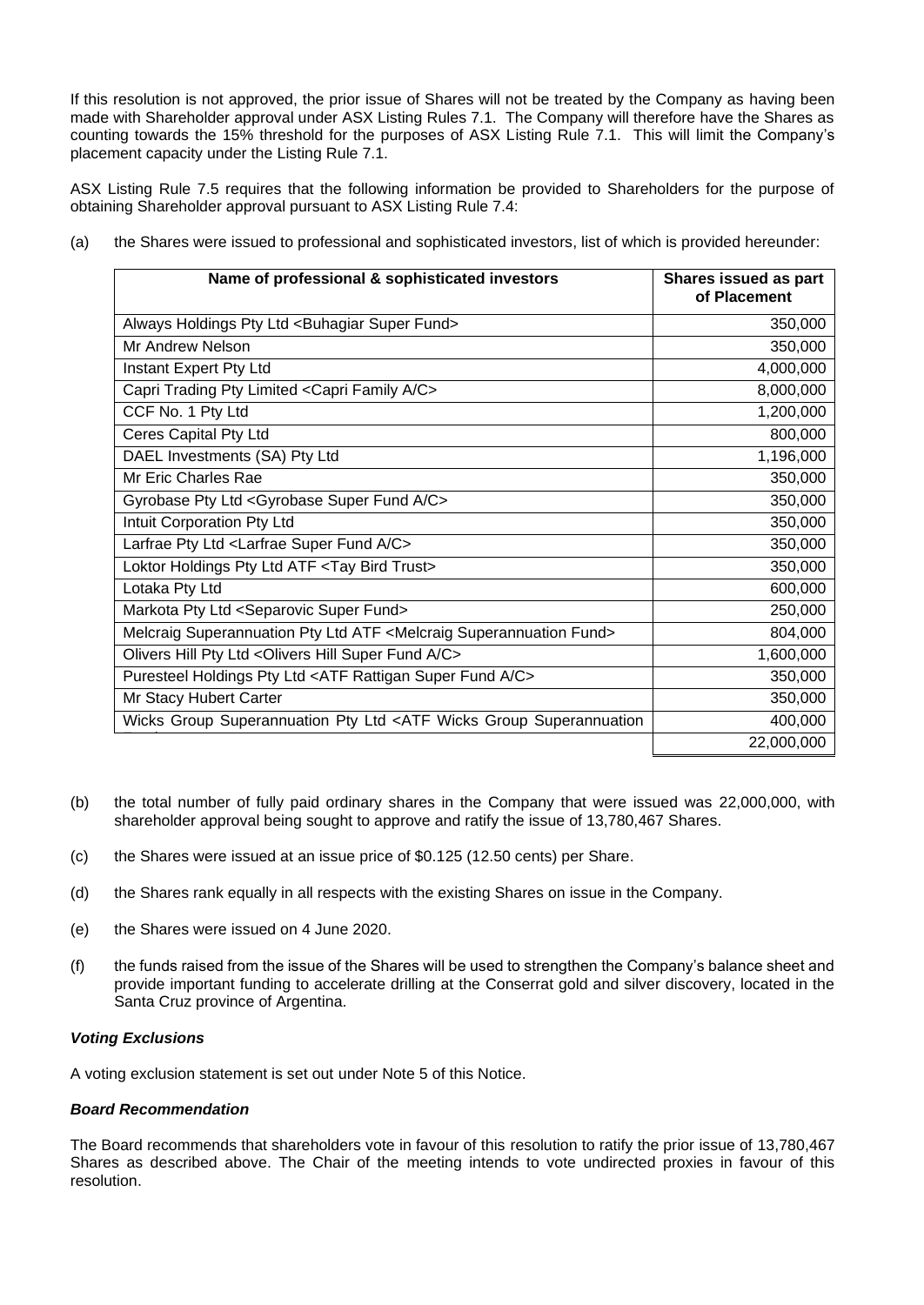If this resolution is not approved, the prior issue of Shares will not be treated by the Company as having been made with Shareholder approval under ASX Listing Rules 7.1. The Company will therefore have the Shares as counting towards the 15% threshold for the purposes of ASX Listing Rule 7.1. This will limit the Company's placement capacity under the Listing Rule 7.1.

ASX Listing Rule 7.5 requires that the following information be provided to Shareholders for the purpose of obtaining Shareholder approval pursuant to ASX Listing Rule 7.4:

(a) the Shares were issued to professional and sophisticated investors, list of which is provided hereunder:

| Name of professional & sophisticated investors | Shares issued as part of Placement |
|---|---:|
| Always Holdings Pty Ltd <Buhagiar Super Fund> | 350,000 |
| Mr Andrew Nelson | 350,000 |
| Instant Expert Pty Ltd | 4,000,000 |
| Capri Trading Pty Limited <Capri Family A/C> | 8,000,000 |
| CCF No. 1 Pty Ltd | 1,200,000 |
| Ceres Capital Pty Ltd | 800,000 |
| DAEL Investments (SA) Pty Ltd | 1,196,000 |
| Mr Eric Charles Rae | 350,000 |
| Gyrobase Pty Ltd <Gyrobase Super Fund A/C> | 350,000 |
| Intuit Corporation Pty Ltd | 350,000 |
| Larfrae Pty Ltd <Larfrae Super Fund A/C> | 350,000 |
| Loktor Holdings Pty Ltd ATF <Tay Bird Trust> | 350,000 |
| Lotaka Pty Ltd | 600,000 |
| Markota Pty Ltd <Separovic Super Fund> | 250,000 |
| Melcraig Superannuation Pty Ltd ATF <Melcraig Superannuation Fund> | 804,000 |
| Olivers Hill Pty Ltd <Olivers Hill Super Fund A/C> | 1,600,000 |
| Puresteel Holdings Pty Ltd <ATF Rattigan Super Fund A/C> | 350,000 |
| Mr Stacy Hubert Carter | 350,000 |
| Wicks Group Superannuation Pty Ltd <ATF Wicks Group Superannuation Fund> | 400,000 |
| | 22,000,000 |

(b) the total number of fully paid ordinary shares in the Company that were issued was 22,000,000, with shareholder approval being sought to approve and ratify the issue of 13,780,467 Shares.

(c) the Shares were issued at an issue price of $0.125 (12.50 cents) per Share.

(d) the Shares rank equally in all respects with the existing Shares on issue in the Company.

(e) the Shares were issued on 4 June 2020.

(f) the funds raised from the issue of the Shares will be used to strengthen the Company's balance sheet and provide important funding to accelerate drilling at the Conserrat gold and silver discovery, located in the Santa Cruz province of Argentina.

***Voting Exclusions***

A voting exclusion statement is set out under Note 5 of this Notice.

***Board Recommendation***

The Board recommends that shareholders vote in favour of this resolution to ratify the prior issue of 13,780,467 Shares as described above. The Chair of the meeting intends to vote undirected proxies in favour of this resolution.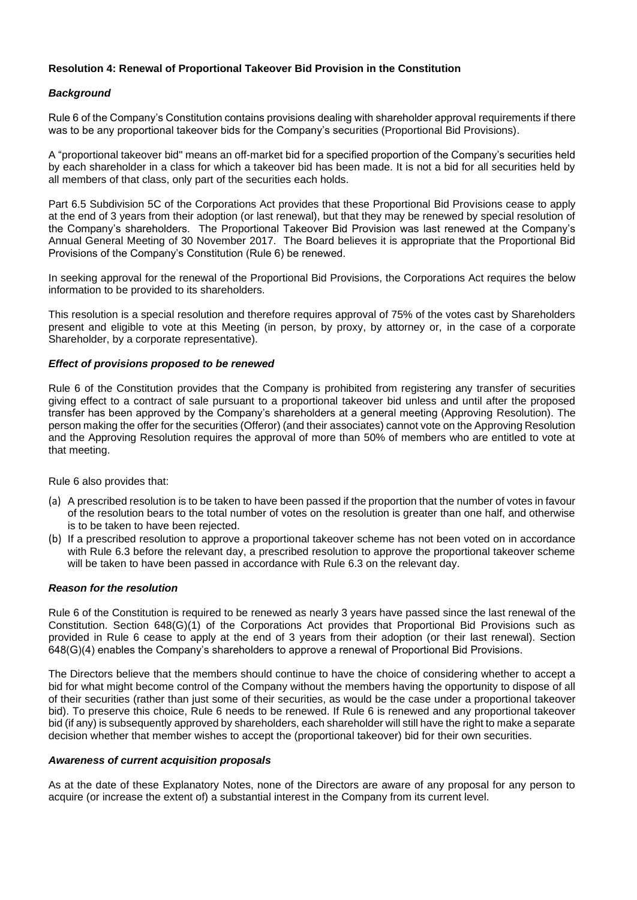**Resolution 4: Renewal of Proportional Takeover Bid Provision in the Constitution**

***Background***

Rule 6 of the Company's Constitution contains provisions dealing with shareholder approval requirements if there was to be any proportional takeover bids for the Company's securities (Proportional Bid Provisions).

A "proportional takeover bid" means an off-market bid for a specified proportion of the Company's securities held by each shareholder in a class for which a takeover bid has been made. It is not a bid for all securities held by all members of that class, only part of the securities each holds.

Part 6.5 Subdivision 5C of the Corporations Act provides that these Proportional Bid Provisions cease to apply at the end of 3 years from their adoption (or last renewal), but that they may be renewed by special resolution of the Company's shareholders. The Proportional Takeover Bid Provision was last renewed at the Company's Annual General Meeting of 30 November 2017. The Board believes it is appropriate that the Proportional Bid Provisions of the Company's Constitution (Rule 6) be renewed.

In seeking approval for the renewal of the Proportional Bid Provisions, the Corporations Act requires the below information to be provided to its shareholders.

This resolution is a special resolution and therefore requires approval of 75% of the votes cast by Shareholders present and eligible to vote at this Meeting (in person, by proxy, by attorney or, in the case of a corporate Shareholder, by a corporate representative).

***Effect of provisions proposed to be renewed***

Rule 6 of the Constitution provides that the Company is prohibited from registering any transfer of securities giving effect to a contract of sale pursuant to a proportional takeover bid unless and until after the proposed transfer has been approved by the Company's shareholders at a general meeting (Approving Resolution). The person making the offer for the securities (Offeror) (and their associates) cannot vote on the Approving Resolution and the Approving Resolution requires the approval of more than 50% of members who are entitled to vote at that meeting.

Rule 6 also provides that:

(a) A prescribed resolution is to be taken to have been passed if the proportion that the number of votes in favour of the resolution bears to the total number of votes on the resolution is greater than one half, and otherwise is to be taken to have been rejected.
(b) If a prescribed resolution to approve a proportional takeover scheme has not been voted on in accordance with Rule 6.3 before the relevant day, a prescribed resolution to approve the proportional takeover scheme will be taken to have been passed in accordance with Rule 6.3 on the relevant day.

***Reason for the resolution***

Rule 6 of the Constitution is required to be renewed as nearly 3 years have passed since the last renewal of the Constitution. Section 648(G)(1) of the Corporations Act provides that Proportional Bid Provisions such as provided in Rule 6 cease to apply at the end of 3 years from their adoption (or their last renewal). Section 648(G)(4) enables the Company's shareholders to approve a renewal of Proportional Bid Provisions.

The Directors believe that the members should continue to have the choice of considering whether to accept a bid for what might become control of the Company without the members having the opportunity to dispose of all of their securities (rather than just some of their securities, as would be the case under a proportional takeover bid). To preserve this choice, Rule 6 needs to be renewed. If Rule 6 is renewed and any proportional takeover bid (if any) is subsequently approved by shareholders, each shareholder will still have the right to make a separate decision whether that member wishes to accept the (proportional takeover) bid for their own securities.

***Awareness of current acquisition proposals***

As at the date of these Explanatory Notes, none of the Directors are aware of any proposal for any person to acquire (or increase the extent of) a substantial interest in the Company from its current level.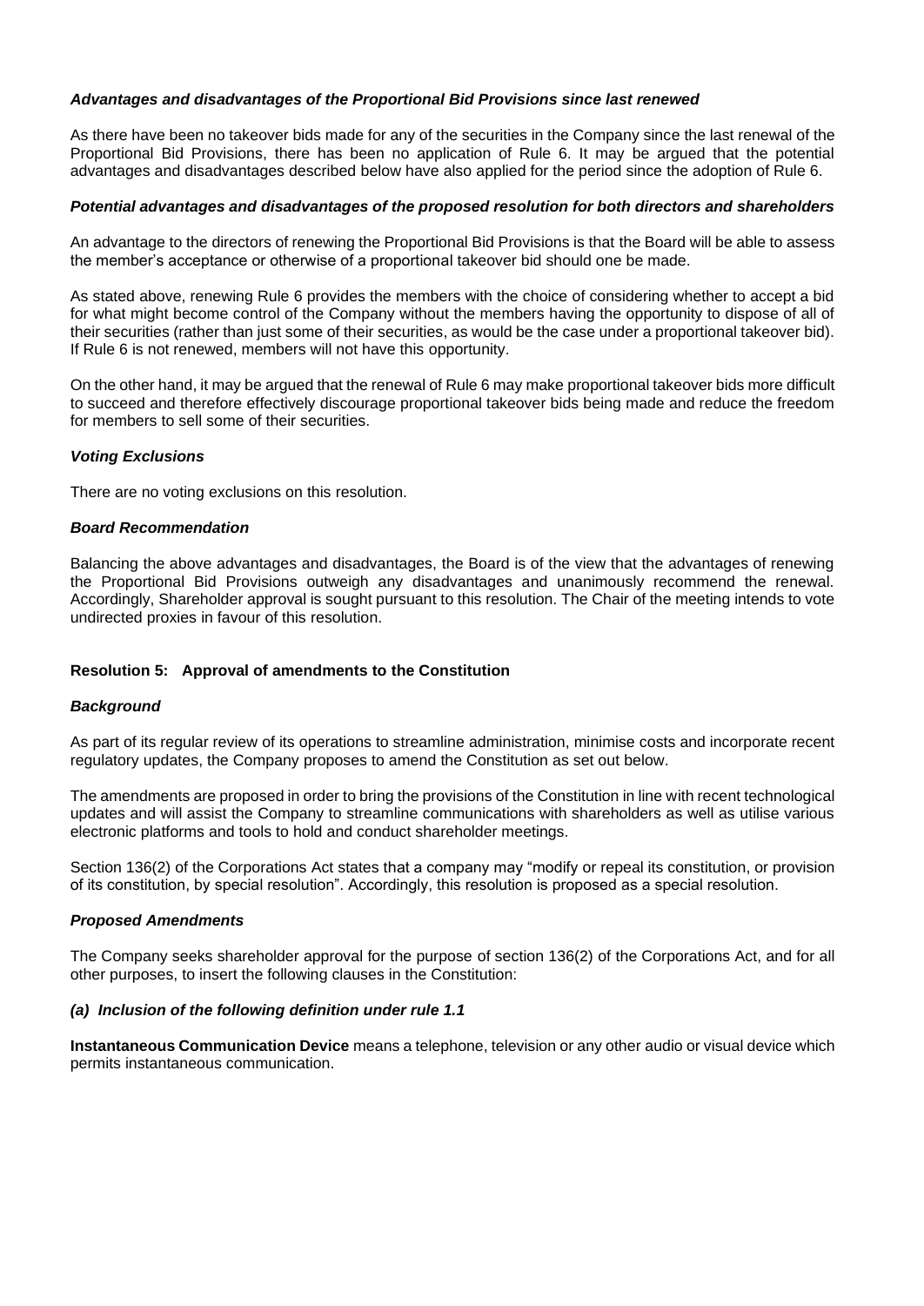***Advantages and disadvantages of the Proportional Bid Provisions since last renewed***

As there have been no takeover bids made for any of the securities in the Company since the last renewal of the Proportional Bid Provisions, there has been no application of Rule 6. It may be argued that the potential advantages and disadvantages described below have also applied for the period since the adoption of Rule 6.

***Potential advantages and disadvantages of the proposed resolution for both directors and shareholders***

An advantage to the directors of renewing the Proportional Bid Provisions is that the Board will be able to assess the member's acceptance or otherwise of a proportional takeover bid should one be made.

As stated above, renewing Rule 6 provides the members with the choice of considering whether to accept a bid for what might become control of the Company without the members having the opportunity to dispose of all of their securities (rather than just some of their securities, as would be the case under a proportional takeover bid). If Rule 6 is not renewed, members will not have this opportunity.

On the other hand, it may be argued that the renewal of Rule 6 may make proportional takeover bids more difficult to succeed and therefore effectively discourage proportional takeover bids being made and reduce the freedom for members to sell some of their securities.

***Voting Exclusions***

There are no voting exclusions on this resolution.

***Board Recommendation***

Balancing the above advantages and disadvantages, the Board is of the view that the advantages of renewing the Proportional Bid Provisions outweigh any disadvantages and unanimously recommend the renewal. Accordingly, Shareholder approval is sought pursuant to this resolution. The Chair of the meeting intends to vote undirected proxies in favour of this resolution.

**Resolution 5: Approval of amendments to the Constitution**

***Background***

As part of its regular review of its operations to streamline administration, minimise costs and incorporate recent regulatory updates, the Company proposes to amend the Constitution as set out below.

The amendments are proposed in order to bring the provisions of the Constitution in line with recent technological updates and will assist the Company to streamline communications with shareholders as well as utilise various electronic platforms and tools to hold and conduct shareholder meetings.

Section 136(2) of the Corporations Act states that a company may "modify or repeal its constitution, or provision of its constitution, by special resolution". Accordingly, this resolution is proposed as a special resolution.

***Proposed Amendments***

The Company seeks shareholder approval for the purpose of section 136(2) of the Corporations Act, and for all other purposes, to insert the following clauses in the Constitution:

***(a) Inclusion of the following definition under rule 1.1***

**Instantaneous Communication Device** means a telephone, television or any other audio or visual device which permits instantaneous communication.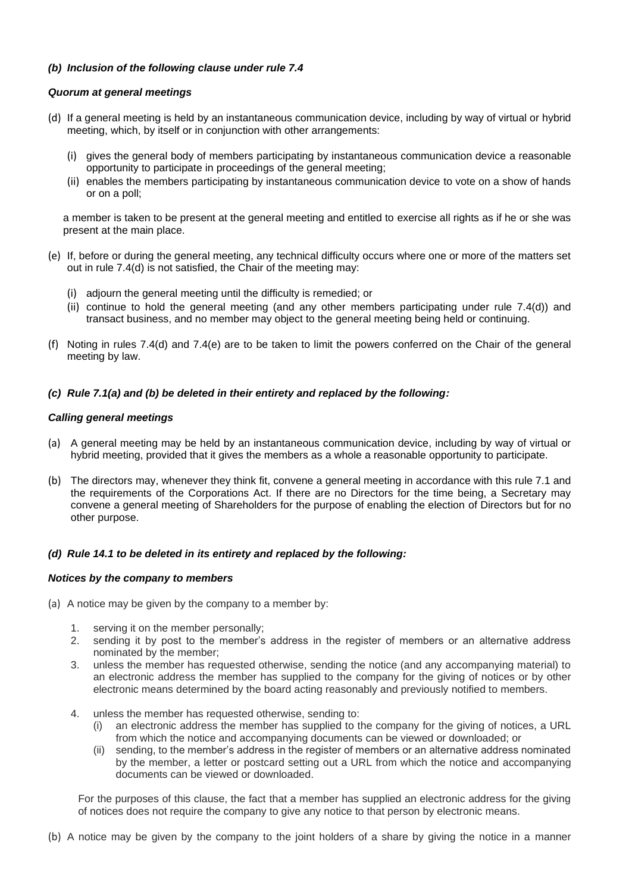***(b) Inclusion of the following clause under rule 7.4***

***Quorum at general meetings***

(d) If a general meeting is held by an instantaneous communication device, including by way of virtual or hybrid meeting, which, by itself or in conjunction with other arrangements:

  (i) gives the general body of members participating by instantaneous communication device a reasonable opportunity to participate in proceedings of the general meeting;
  (ii) enables the members participating by instantaneous communication device to vote on a show of hands or on a poll;

  a member is taken to be present at the general meeting and entitled to exercise all rights as if he or she was present at the main place.

(e) If, before or during the general meeting, any technical difficulty occurs where one or more of the matters set out in rule 7.4(d) is not satisfied, the Chair of the meeting may:

  (i) adjourn the general meeting until the difficulty is remedied; or
  (ii) continue to hold the general meeting (and any other members participating under rule 7.4(d)) and transact business, and no member may object to the general meeting being held or continuing.

(f) Noting in rules 7.4(d) and 7.4(e) are to be taken to limit the powers conferred on the Chair of the general meeting by law.

***(c) Rule 7.1(a) and (b) be deleted in their entirety and replaced by the following:***

***Calling general meetings***

(a) A general meeting may be held by an instantaneous communication device, including by way of virtual or hybrid meeting, provided that it gives the members as a whole a reasonable opportunity to participate.

(b) The directors may, whenever they think fit, convene a general meeting in accordance with this rule 7.1 and the requirements of the Corporations Act. If there are no Directors for the time being, a Secretary may convene a general meeting of Shareholders for the purpose of enabling the election of Directors but for no other purpose.

***(d) Rule 14.1 to be deleted in its entirety and replaced by the following:***

***Notices by the company to members***

(a) A notice may be given by the company to a member by:

  1. serving it on the member personally;
  2. sending it by post to the member's address in the register of members or an alternative address nominated by the member;
  3. unless the member has requested otherwise, sending the notice (and any accompanying material) to an electronic address the member has supplied to the company for the giving of notices or by other electronic means determined by the board acting reasonably and previously notified to members.
  4. unless the member has requested otherwise, sending to:
     (i) an electronic address the member has supplied to the company for the giving of notices, a URL from which the notice and accompanying documents can be viewed or downloaded; or
     (ii) sending, to the member's address in the register of members or an alternative address nominated by the member, a letter or postcard setting out a URL from which the notice and accompanying documents can be viewed or downloaded.

  For the purposes of this clause, the fact that a member has supplied an electronic address for the giving of notices does not require the company to give any notice to that person by electronic means.

(b) A notice may be given by the company to the joint holders of a share by giving the notice in a manner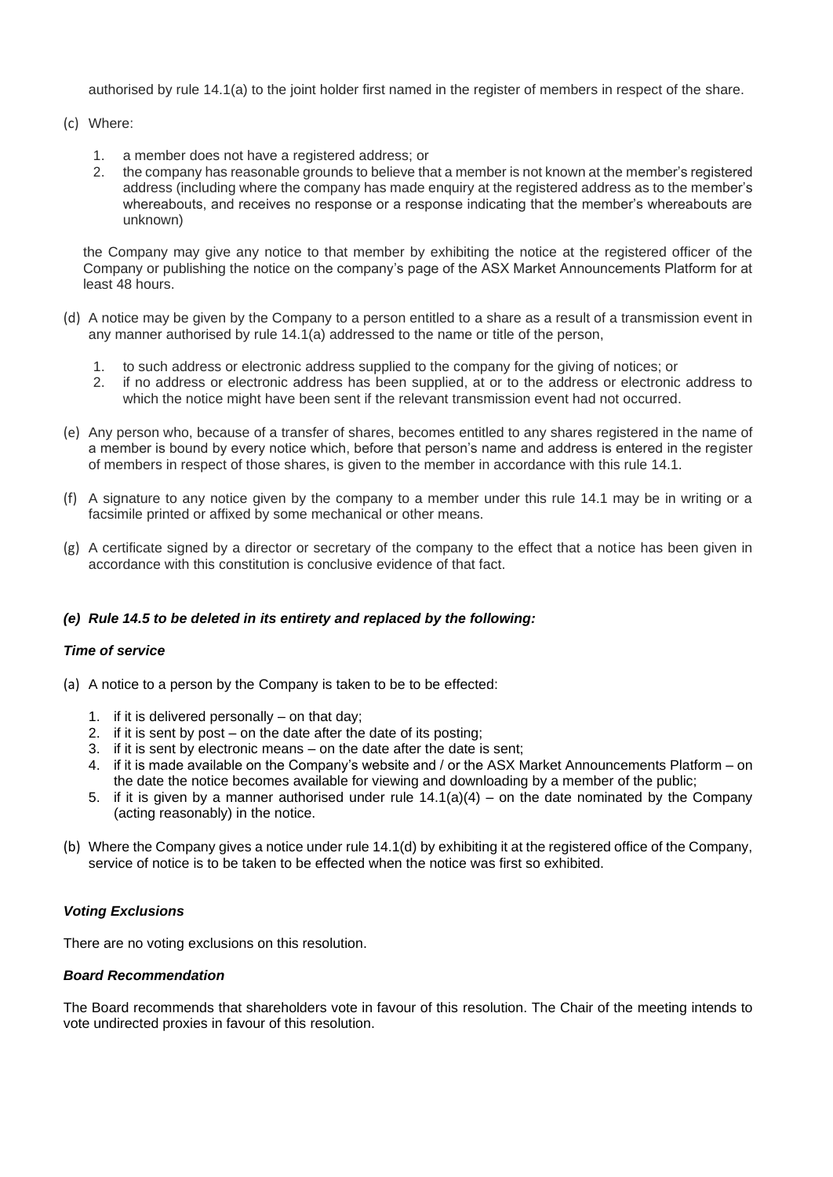authorised by rule 14.1(a) to the joint holder first named in the register of members in respect of the share.

(c) Where:

1. a member does not have a registered address; or
2. the company has reasonable grounds to believe that a member is not known at the member's registered address (including where the company has made enquiry at the registered address as to the member's whereabouts, and receives no response or a response indicating that the member's whereabouts are unknown)

the Company may give any notice to that member by exhibiting the notice at the registered officer of the Company or publishing the notice on the company's page of the ASX Market Announcements Platform for at least 48 hours.

(d) A notice may be given by the Company to a person entitled to a share as a result of a transmission event in any manner authorised by rule 14.1(a) addressed to the name or title of the person,

1. to such address or electronic address supplied to the company for the giving of notices; or
2. if no address or electronic address has been supplied, at or to the address or electronic address to which the notice might have been sent if the relevant transmission event had not occurred.

(e) Any person who, because of a transfer of shares, becomes entitled to any shares registered in the name of a member is bound by every notice which, before that person's name and address is entered in the register of members in respect of those shares, is given to the member in accordance with this rule 14.1.

(f) A signature to any notice given by the company to a member under this rule 14.1 may be in writing or a facsimile printed or affixed by some mechanical or other means.

(g) A certificate signed by a director or secretary of the company to the effect that a notice has been given in accordance with this constitution is conclusive evidence of that fact.

***(e) Rule 14.5 to be deleted in its entirety and replaced by the following:***

***Time of service***

(a) A notice to a person by the Company is taken to be to be effected:

1. if it is delivered personally – on that day;
2. if it is sent by post – on the date after the date of its posting;
3. if it is sent by electronic means – on the date after the date is sent;
4. if it is made available on the Company's website and / or the ASX Market Announcements Platform – on the date the notice becomes available for viewing and downloading by a member of the public;
5. if it is given by a manner authorised under rule 14.1(a)(4) – on the date nominated by the Company (acting reasonably) in the notice.

(b) Where the Company gives a notice under rule 14.1(d) by exhibiting it at the registered office of the Company, service of notice is to be taken to be effected when the notice was first so exhibited.

***Voting Exclusions***

There are no voting exclusions on this resolution.

***Board Recommendation***

The Board recommends that shareholders vote in favour of this resolution. The Chair of the meeting intends to vote undirected proxies in favour of this resolution.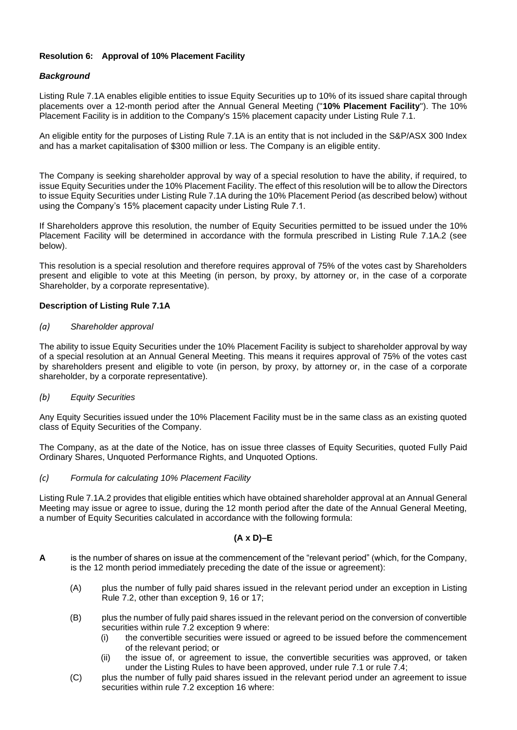**Resolution 6: Approval of 10% Placement Facility**

***Background***

Listing Rule 7.1A enables eligible entities to issue Equity Securities up to 10% of its issued share capital through placements over a 12-month period after the Annual General Meeting ("**10% Placement Facility**"). The 10% Placement Facility is in addition to the Company's 15% placement capacity under Listing Rule 7.1.

An eligible entity for the purposes of Listing Rule 7.1A is an entity that is not included in the S&P/ASX 300 Index and has a market capitalisation of $300 million or less. The Company is an eligible entity.

The Company is seeking shareholder approval by way of a special resolution to have the ability, if required, to issue Equity Securities under the 10% Placement Facility. The effect of this resolution will be to allow the Directors to issue Equity Securities under Listing Rule 7.1A during the 10% Placement Period (as described below) without using the Company's 15% placement capacity under Listing Rule 7.1.

If Shareholders approve this resolution, the number of Equity Securities permitted to be issued under the 10% Placement Facility will be determined in accordance with the formula prescribed in Listing Rule 7.1A.2 (see below).

This resolution is a special resolution and therefore requires approval of 75% of the votes cast by Shareholders present and eligible to vote at this Meeting (in person, by proxy, by attorney or, in the case of a corporate Shareholder, by a corporate representative).

**Description of Listing Rule 7.1A**

*(a) Shareholder approval*

The ability to issue Equity Securities under the 10% Placement Facility is subject to shareholder approval by way of a special resolution at an Annual General Meeting. This means it requires approval of 75% of the votes cast by shareholders present and eligible to vote (in person, by proxy, by attorney or, in the case of a corporate shareholder, by a corporate representative).

*(b) Equity Securities*

Any Equity Securities issued under the 10% Placement Facility must be in the same class as an existing quoted class of Equity Securities of the Company.

The Company, as at the date of the Notice, has on issue three classes of Equity Securities, quoted Fully Paid Ordinary Shares, Unquoted Performance Rights, and Unquoted Options.

*(c) Formula for calculating 10% Placement Facility*

Listing Rule 7.1A.2 provides that eligible entities which have obtained shareholder approval at an Annual General Meeting may issue or agree to issue, during the 12 month period after the date of the Annual General Meeting, a number of Equity Securities calculated in accordance with the following formula:

$$(A \times D) - E$$

**A** is the number of shares on issue at the commencement of the "relevant period" (which, for the Company, is the 12 month period immediately preceding the date of the issue or agreement):

- (A) plus the number of fully paid shares issued in the relevant period under an exception in Listing Rule 7.2, other than exception 9, 16 or 17;
- (B) plus the number of fully paid shares issued in the relevant period on the conversion of convertible securities within rule 7.2 exception 9 where:
  - (i) the convertible securities were issued or agreed to be issued before the commencement of the relevant period; or
  - (ii) the issue of, or agreement to issue, the convertible securities was approved, or taken under the Listing Rules to have been approved, under rule 7.1 or rule 7.4;
- (C) plus the number of fully paid shares issued in the relevant period under an agreement to issue securities within rule 7.2 exception 16 where: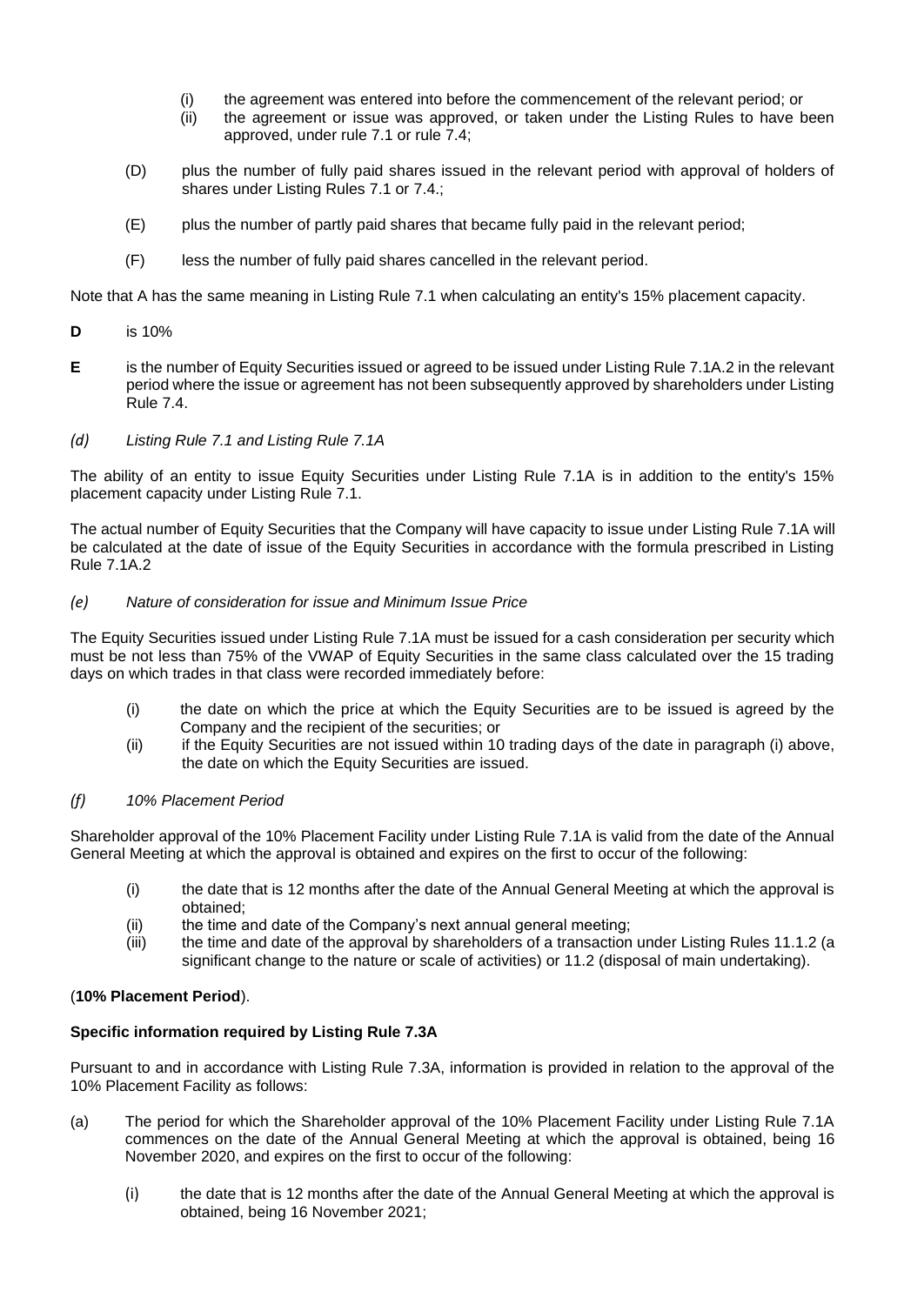(i) the agreement was entered into before the commencement of the relevant period; or
    (ii) the agreement or issue was approved, or taken under the Listing Rules to have been approved, under rule 7.1 or rule 7.4;

(D) plus the number of fully paid shares issued in the relevant period with approval of holders of shares under Listing Rules 7.1 or 7.4.;

(E) plus the number of partly paid shares that became fully paid in the relevant period;

(F) less the number of fully paid shares cancelled in the relevant period.

Note that A has the same meaning in Listing Rule 7.1 when calculating an entity's 15% placement capacity.

**D** is 10%

**E** is the number of Equity Securities issued or agreed to be issued under Listing Rule 7.1A.2 in the relevant period where the issue or agreement has not been subsequently approved by shareholders under Listing Rule 7.4.

*(d) Listing Rule 7.1 and Listing Rule 7.1A*

The ability of an entity to issue Equity Securities under Listing Rule 7.1A is in addition to the entity's 15% placement capacity under Listing Rule 7.1.

The actual number of Equity Securities that the Company will have capacity to issue under Listing Rule 7.1A will be calculated at the date of issue of the Equity Securities in accordance with the formula prescribed in Listing Rule 7.1A.2

*(e) Nature of consideration for issue and Minimum Issue Price*

The Equity Securities issued under Listing Rule 7.1A must be issued for a cash consideration per security which must be not less than 75% of the VWAP of Equity Securities in the same class calculated over the 15 trading days on which trades in that class were recorded immediately before:

(i) the date on which the price at which the Equity Securities are to be issued is agreed by the Company and the recipient of the securities; or
(ii) if the Equity Securities are not issued within 10 trading days of the date in paragraph (i) above, the date on which the Equity Securities are issued.

*(f) 10% Placement Period*

Shareholder approval of the 10% Placement Facility under Listing Rule 7.1A is valid from the date of the Annual General Meeting at which the approval is obtained and expires on the first to occur of the following:

(i) the date that is 12 months after the date of the Annual General Meeting at which the approval is obtained;
(ii) the time and date of the Company's next annual general meeting;
(iii) the time and date of the approval by shareholders of a transaction under Listing Rules 11.1.2 (a significant change to the nature or scale of activities) or 11.2 (disposal of main undertaking).

(**10% Placement Period**).

**Specific information required by Listing Rule 7.3A**

Pursuant to and in accordance with Listing Rule 7.3A, information is provided in relation to the approval of the 10% Placement Facility as follows:

(a) The period for which the Shareholder approval of the 10% Placement Facility under Listing Rule 7.1A commences on the date of the Annual General Meeting at which the approval is obtained, being 16 November 2020, and expires on the first to occur of the following:

    (i) the date that is 12 months after the date of the Annual General Meeting at which the approval is obtained, being 16 November 2021;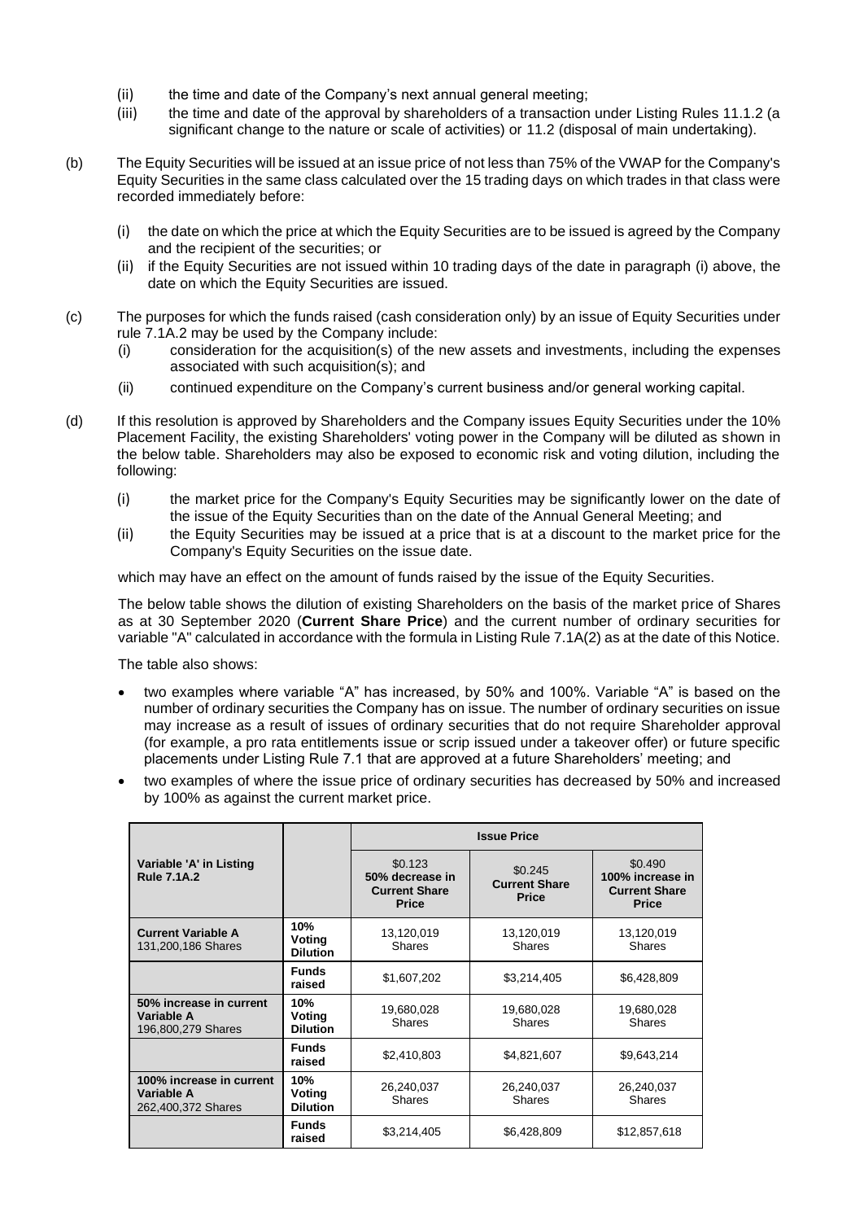(ii) the time and date of the Company's next annual general meeting;

(iii) the time and date of the approval by shareholders of a transaction under Listing Rules 11.1.2 (a significant change to the nature or scale of activities) or 11.2 (disposal of main undertaking).

(b) The Equity Securities will be issued at an issue price of not less than 75% of the VWAP for the Company's Equity Securities in the same class calculated over the 15 trading days on which trades in that class were recorded immediately before:

(i) the date on which the price at which the Equity Securities are to be issued is agreed by the Company and the recipient of the securities; or

(ii) if the Equity Securities are not issued within 10 trading days of the date in paragraph (i) above, the date on which the Equity Securities are issued.

(c) The purposes for which the funds raised (cash consideration only) by an issue of Equity Securities under rule 7.1A.2 may be used by the Company include:

(i) consideration for the acquisition(s) of the new assets and investments, including the expenses associated with such acquisition(s); and

(ii) continued expenditure on the Company's current business and/or general working capital.

(d) If this resolution is approved by Shareholders and the Company issues Equity Securities under the 10% Placement Facility, the existing Shareholders' voting power in the Company will be diluted as shown in the below table. Shareholders may also be exposed to economic risk and voting dilution, including the following:

(i) the market price for the Company's Equity Securities may be significantly lower on the date of the issue of the Equity Securities than on the date of the Annual General Meeting; and

(ii) the Equity Securities may be issued at a price that is at a discount to the market price for the Company's Equity Securities on the issue date.

which may have an effect on the amount of funds raised by the issue of the Equity Securities.

The below table shows the dilution of existing Shareholders on the basis of the market price of Shares as at 30 September 2020 (**Current Share Price**) and the current number of ordinary securities for variable "A" calculated in accordance with the formula in Listing Rule 7.1A(2) as at the date of this Notice.

The table also shows:

- two examples where variable "A" has increased, by 50% and 100%. Variable "A" is based on the number of ordinary securities the Company has on issue. The number of ordinary securities on issue may increase as a result of issues of ordinary securities that do not require Shareholder approval (for example, a pro rata entitlements issue or scrip issued under a takeover offer) or future specific placements under Listing Rule 7.1 that are approved at a future Shareholders' meeting; and
- two examples of where the issue price of ordinary securities has decreased by 50% and increased by 100% as against the current market price.

| Variable 'A' in Listing Rule 7.1A.2 | | Issue Price | | |
|---|---|---|---|---|
| | | $0.123 50% decrease in Current Share Price | $0.245 Current Share Price | $0.490 100% increase in Current Share Price |
| **Current Variable A** 131,200,186 Shares | **10% Voting Dilution** | 13,120,019 Shares | 13,120,019 Shares | 13,120,019 Shares |
| | **Funds raised** | $1,607,202 | $3,214,405 | $6,428,809 |
| **50% increase in current Variable A** 196,800,279 Shares | **10% Voting Dilution** | 19,680,028 Shares | 19,680,028 Shares | 19,680,028 Shares |
| | **Funds raised** | $2,410,803 | $4,821,607 | $9,643,214 |
| **100% increase in current Variable A** 262,400,372 Shares | **10% Voting Dilution** | 26,240,037 Shares | 26,240,037 Shares | 26,240,037 Shares |
| | **Funds raised** | $3,214,405 | $6,428,809 | $12,857,618 |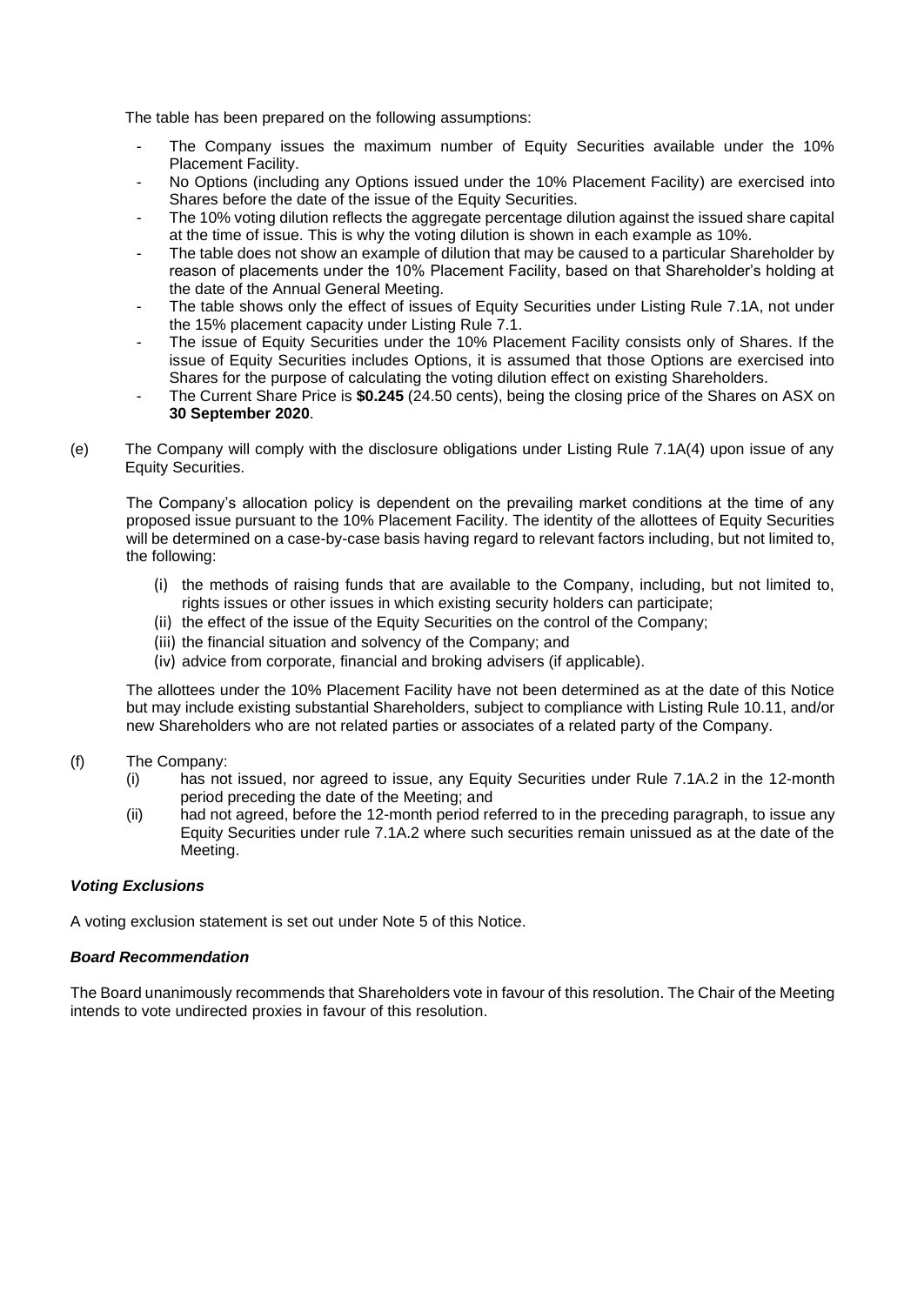The table has been prepared on the following assumptions:

- The Company issues the maximum number of Equity Securities available under the 10% Placement Facility.
- No Options (including any Options issued under the 10% Placement Facility) are exercised into Shares before the date of the issue of the Equity Securities.
- The 10% voting dilution reflects the aggregate percentage dilution against the issued share capital at the time of issue. This is why the voting dilution is shown in each example as 10%.
- The table does not show an example of dilution that may be caused to a particular Shareholder by reason of placements under the 10% Placement Facility, based on that Shareholder's holding at the date of the Annual General Meeting.
- The table shows only the effect of issues of Equity Securities under Listing Rule 7.1A, not under the 15% placement capacity under Listing Rule 7.1.
- The issue of Equity Securities under the 10% Placement Facility consists only of Shares. If the issue of Equity Securities includes Options, it is assumed that those Options are exercised into Shares for the purpose of calculating the voting dilution effect on existing Shareholders.
- The Current Share Price is **$0.245** (24.50 cents), being the closing price of the Shares on ASX on **30 September 2020**.

(e) The Company will comply with the disclosure obligations under Listing Rule 7.1A(4) upon issue of any Equity Securities.

The Company's allocation policy is dependent on the prevailing market conditions at the time of any proposed issue pursuant to the 10% Placement Facility. The identity of the allottees of Equity Securities will be determined on a case-by-case basis having regard to relevant factors including, but not limited to, the following:

(i) the methods of raising funds that are available to the Company, including, but not limited to, rights issues or other issues in which existing security holders can participate;
(ii) the effect of the issue of the Equity Securities on the control of the Company;
(iii) the financial situation and solvency of the Company; and
(iv) advice from corporate, financial and broking advisers (if applicable).

The allottees under the 10% Placement Facility have not been determined as at the date of this Notice but may include existing substantial Shareholders, subject to compliance with Listing Rule 10.11, and/or new Shareholders who are not related parties or associates of a related party of the Company.

(f) The Company:
(i) has not issued, nor agreed to issue, any Equity Securities under Rule 7.1A.2 in the 12-month period preceding the date of the Meeting; and
(ii) had not agreed, before the 12-month period referred to in the preceding paragraph, to issue any Equity Securities under rule 7.1A.2 where such securities remain unissued as at the date of the Meeting.

***Voting Exclusions***

A voting exclusion statement is set out under Note 5 of this Notice.

***Board Recommendation***

The Board unanimously recommends that Shareholders vote in favour of this resolution. The Chair of the Meeting intends to vote undirected proxies in favour of this resolution.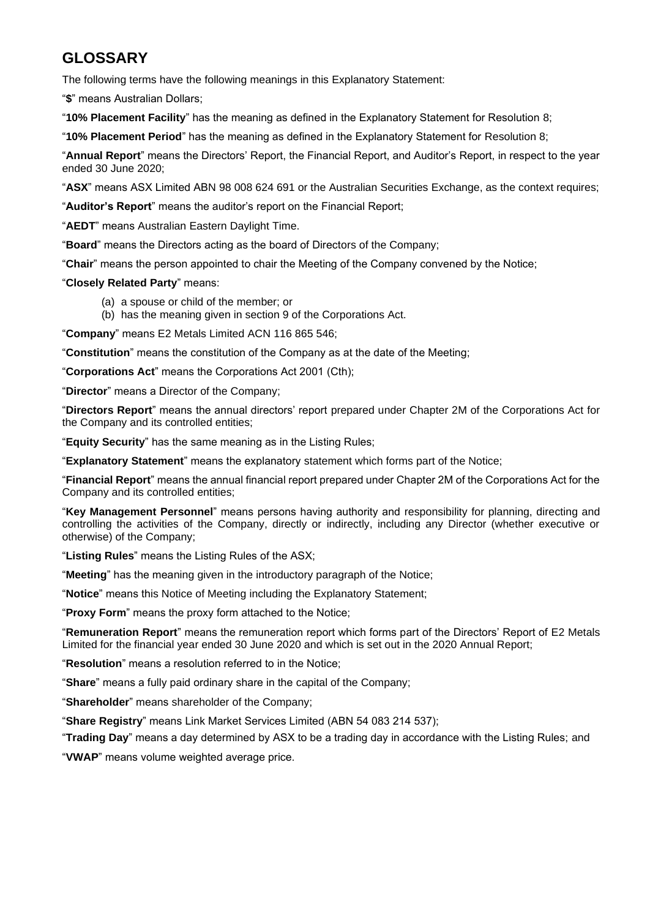# GLOSSARY

The following terms have the following meanings in this Explanatory Statement:

"**$**" means Australian Dollars;

"**10% Placement Facility**" has the meaning as defined in the Explanatory Statement for Resolution 8;

"**10% Placement Period**" has the meaning as defined in the Explanatory Statement for Resolution 8;

"**Annual Report**" means the Directors' Report, the Financial Report, and Auditor's Report, in respect to the year ended 30 June 2020;

"**ASX**" means ASX Limited ABN 98 008 624 691 or the Australian Securities Exchange, as the context requires;

"**Auditor's Report**" means the auditor's report on the Financial Report;

"**AEDT**" means Australian Eastern Daylight Time.

"**Board**" means the Directors acting as the board of Directors of the Company;

"**Chair**" means the person appointed to chair the Meeting of the Company convened by the Notice;

"**Closely Related Party**" means:

(a) a spouse or child of the member; or
(b) has the meaning given in section 9 of the Corporations Act.

"**Company**" means E2 Metals Limited ACN 116 865 546;

"**Constitution**" means the constitution of the Company as at the date of the Meeting;

"**Corporations Act**" means the Corporations Act 2001 (Cth);

"**Director**" means a Director of the Company;

"**Directors Report**" means the annual directors' report prepared under Chapter 2M of the Corporations Act for the Company and its controlled entities;

"**Equity Security**" has the same meaning as in the Listing Rules;

"**Explanatory Statement**" means the explanatory statement which forms part of the Notice;

"**Financial Report**" means the annual financial report prepared under Chapter 2M of the Corporations Act for the Company and its controlled entities;

"**Key Management Personnel**" means persons having authority and responsibility for planning, directing and controlling the activities of the Company, directly or indirectly, including any Director (whether executive or otherwise) of the Company;

"**Listing Rules**" means the Listing Rules of the ASX;

"**Meeting**" has the meaning given in the introductory paragraph of the Notice;

"**Notice**" means this Notice of Meeting including the Explanatory Statement;

"**Proxy Form**" means the proxy form attached to the Notice;

"**Remuneration Report**" means the remuneration report which forms part of the Directors' Report of E2 Metals Limited for the financial year ended 30 June 2020 and which is set out in the 2020 Annual Report;

"**Resolution**" means a resolution referred to in the Notice;

"**Share**" means a fully paid ordinary share in the capital of the Company;

"**Shareholder**" means shareholder of the Company;

"**Share Registry**" means Link Market Services Limited (ABN 54 083 214 537);

"**Trading Day**" means a day determined by ASX to be a trading day in accordance with the Listing Rules; and

"**VWAP**" means volume weighted average price.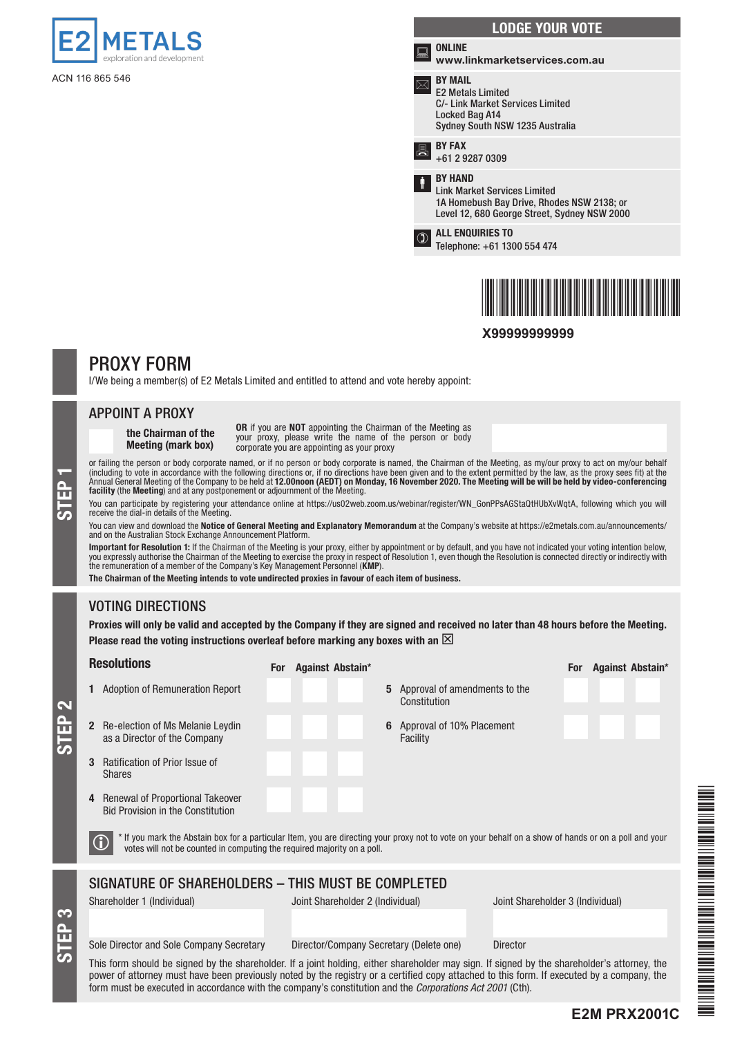# E2 METALS

exploration and development

ACN 116 865 546

## LODGE YOUR VOTE

**ONLINE**
**www.linkmarketservices.com.au**

**BY MAIL**
E2 Metals Limited
C/- Link Market Services Limited
Locked Bag A14
Sydney South NSW 1235 Australia

**BY FAX**
+61 2 9287 0309

**BY HAND**
Link Market Services Limited
1A Homebush Bay Drive, Rhodes NSW 2138; or
Level 12, 680 George Street, Sydney NSW 2000

**ALL ENQUIRIES TO**
Telephone: +61 1300 554 474

X99999999999

# PROXY FORM

I/We being a member(s) of E2 Metals Limited and entitled to attend and vote hereby appoint:

## STEP 1 — APPOINT A PROXY

☐ **the Chairman of the Meeting (mark box)**

**OR** if you are **NOT** appointing the Chairman of the Meeting as your proxy, please write the name of the person or body corporate you are appointing as your proxy

or failing the person or body corporate named, or if no person or body corporate is named, the Chairman of the Meeting, as my/our proxy to act on my/our behalf (including to vote in accordance with the following directions or, if no directions have been given and to the extent permitted by the law, as the proxy sees fit) at the Annual General Meeting of the Company to be held at **12.00noon (AEDT) on Monday, 16 November 2020. The Meeting will be will be held by video-conferencing facility** (the **Meeting**) and at any postponement or adjournment of the Meeting.

You can participate by registering your attendance online at https://us02web.zoom.us/webinar/register/WN_GonPPsAGStaQtHUbXvWqtA, following which you will receive the dial-in details of the Meeting.

You can view and download the **Notice of General Meeting and Explanatory Memorandum** at the Company's website at https://e2metals.com.au/announcements/ and on the Australian Stock Exchange Announcement Platform.

**Important for Resolution 1:** If the Chairman of the Meeting is your proxy, either by appointment or by default, and you have not indicated your voting intention below, you expressly authorise the Chairman of the Meeting to exercise the proxy in respect of Resolution 1, even though the Resolution is connected directly or indirectly with the remuneration of a member of the Company's Key Management Personnel (**KMP**).

**The Chairman of the Meeting intends to vote undirected proxies in favour of each item of business.**

## STEP 2 — VOTING DIRECTIONS

**Proxies will only be valid and accepted by the Company if they are signed and received no later than 48 hours before the Meeting.**
**Please read the voting instructions overleaf before marking any boxes with an ☒**

| Resolutions | For | Against | Abstain* |
|---|---|---|---|
| 1 Adoption of Remuneration Report | ☐ | ☐ | ☐ |
| 2 Re-election of Ms Melanie Leydin as a Director of the Company | ☐ | ☐ | ☐ |
| 3 Ratification of Prior Issue of Shares | ☐ | ☐ | ☐ |
| 4 Renewal of Proportional Takeover Bid Provision in the Constitution | ☐ | ☐ | ☐ |
| 5 Approval of amendments to the Constitution | ☐ | ☐ | ☐ |
| 6 Approval of 10% Placement Facility | ☐ | ☐ | ☐ |

* If you mark the Abstain box for a particular Item, you are directing your proxy not to vote on your behalf on a show of hands or on a poll and your votes will not be counted in computing the required majority on a poll.

## STEP 3 — SIGNATURE OF SHAREHOLDERS – THIS MUST BE COMPLETED

| Shareholder 1 (Individual) | Joint Shareholder 2 (Individual) | Joint Shareholder 3 (Individual) |
|---|---|---|
| | | |
| Sole Director and Sole Company Secretary | Director/Company Secretary (Delete one) | Director |

This form should be signed by the shareholder. If a joint holding, either shareholder may sign. If signed by the shareholder's attorney, the power of attorney must have been previously noted by the registry or a certified copy attached to this form. If executed by a company, the form must be executed in accordance with the company's constitution and the *Corporations Act 2001* (Cth).

**E2M PRX2001C**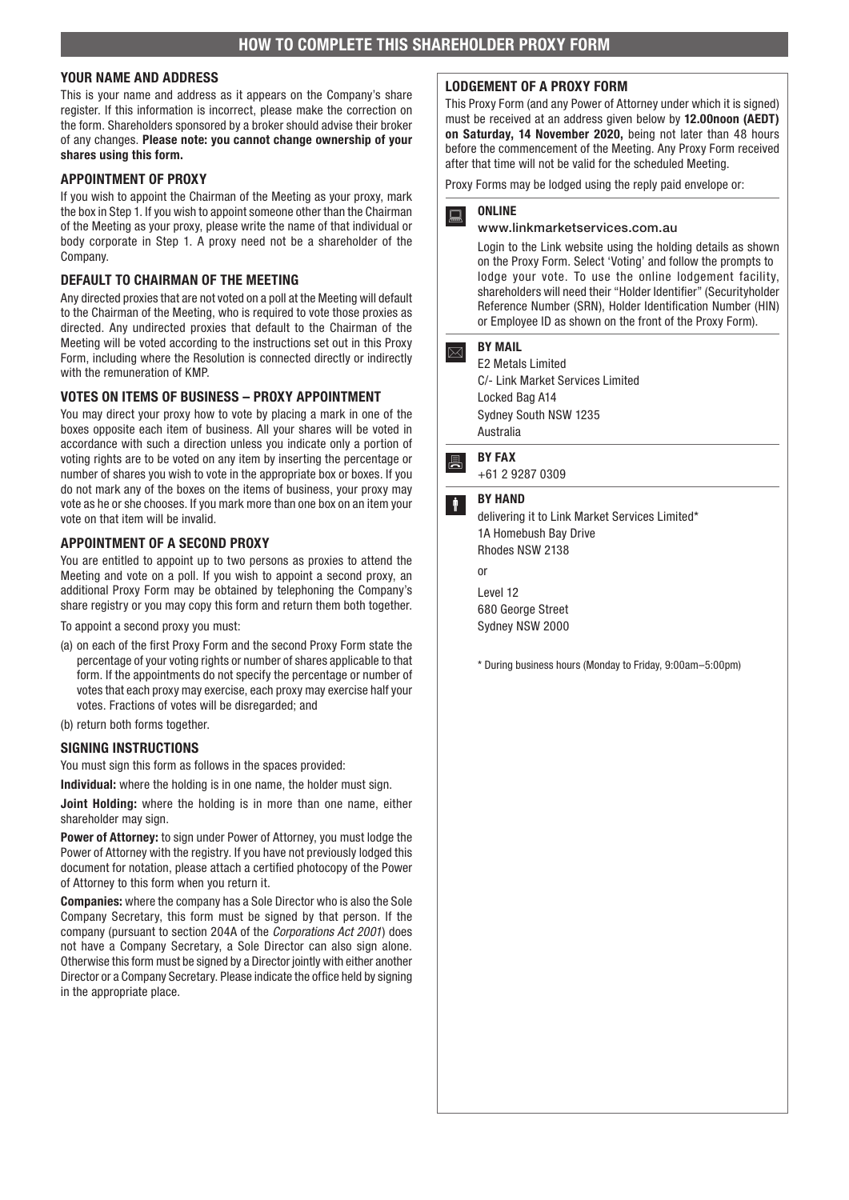# HOW TO COMPLETE THIS SHAREHOLDER PROXY FORM

### YOUR NAME AND ADDRESS

This is your name and address as it appears on the Company's share register. If this information is incorrect, please make the correction on the form. Shareholders sponsored by a broker should advise their broker of any changes. **Please note: you cannot change ownership of your shares using this form.**

### APPOINTMENT OF PROXY

If you wish to appoint the Chairman of the Meeting as your proxy, mark the box in Step 1. If you wish to appoint someone other than the Chairman of the Meeting as your proxy, please write the name of that individual or body corporate in Step 1. A proxy need not be a shareholder of the Company.

### DEFAULT TO CHAIRMAN OF THE MEETING

Any directed proxies that are not voted on a poll at the Meeting will default to the Chairman of the Meeting, who is required to vote those proxies as directed. Any undirected proxies that default to the Chairman of the Meeting will be voted according to the instructions set out in this Proxy Form, including where the Resolution is connected directly or indirectly with the remuneration of KMP.

### VOTES ON ITEMS OF BUSINESS – PROXY APPOINTMENT

You may direct your proxy how to vote by placing a mark in one of the boxes opposite each item of business. All your shares will be voted in accordance with such a direction unless you indicate only a portion of voting rights are to be voted on any item by inserting the percentage or number of shares you wish to vote in the appropriate box or boxes. If you do not mark any of the boxes on the items of business, your proxy may vote as he or she chooses. If you mark more than one box on an item your vote on that item will be invalid.

### APPOINTMENT OF A SECOND PROXY

You are entitled to appoint up to two persons as proxies to attend the Meeting and vote on a poll. If you wish to appoint a second proxy, an additional Proxy Form may be obtained by telephoning the Company's share registry or you may copy this form and return them both together.

To appoint a second proxy you must:

(a) on each of the first Proxy Form and the second Proxy Form state the percentage of your voting rights or number of shares applicable to that form. If the appointments do not specify the percentage or number of votes that each proxy may exercise, each proxy may exercise half your votes. Fractions of votes will be disregarded; and

(b) return both forms together.

### SIGNING INSTRUCTIONS

You must sign this form as follows in the spaces provided:

**Individual:** where the holding is in one name, the holder must sign.

**Joint Holding:** where the holding is in more than one name, either shareholder may sign.

**Power of Attorney:** to sign under Power of Attorney, you must lodge the Power of Attorney with the registry. If you have not previously lodged this document for notation, please attach a certified photocopy of the Power of Attorney to this form when you return it.

**Companies:** where the company has a Sole Director who is also the Sole Company Secretary, this form must be signed by that person. If the company (pursuant to section 204A of the *Corporations Act 2001*) does not have a Company Secretary, a Sole Director can also sign alone. Otherwise this form must be signed by a Director jointly with either another Director or a Company Secretary. Please indicate the office held by signing in the appropriate place.

### LODGEMENT OF A PROXY FORM

This Proxy Form (and any Power of Attorney under which it is signed) must be received at an address given below by **12.00noon (AEDT) on Saturday, 14 November 2020,** being not later than 48 hours before the commencement of the Meeting. Any Proxy Form received after that time will not be valid for the scheduled Meeting.

Proxy Forms may be lodged using the reply paid envelope or:

**ONLINE**

www.linkmarketservices.com.au

Login to the Link website using the holding details as shown on the Proxy Form. Select 'Voting' and follow the prompts to lodge your vote. To use the online lodgement facility, shareholders will need their "Holder Identifier" (Securityholder Reference Number (SRN), Holder Identification Number (HIN) or Employee ID as shown on the front of the Proxy Form).

**BY MAIL**

E2 Metals Limited
C/- Link Market Services Limited
Locked Bag A14
Sydney South NSW 1235
Australia

**BY FAX**

+61 2 9287 0309

**BY HAND**

delivering it to Link Market Services Limited*
1A Homebush Bay Drive
Rhodes NSW 2138

or

Level 12
680 George Street
Sydney NSW 2000

\* During business hours (Monday to Friday, 9:00am–5:00pm)